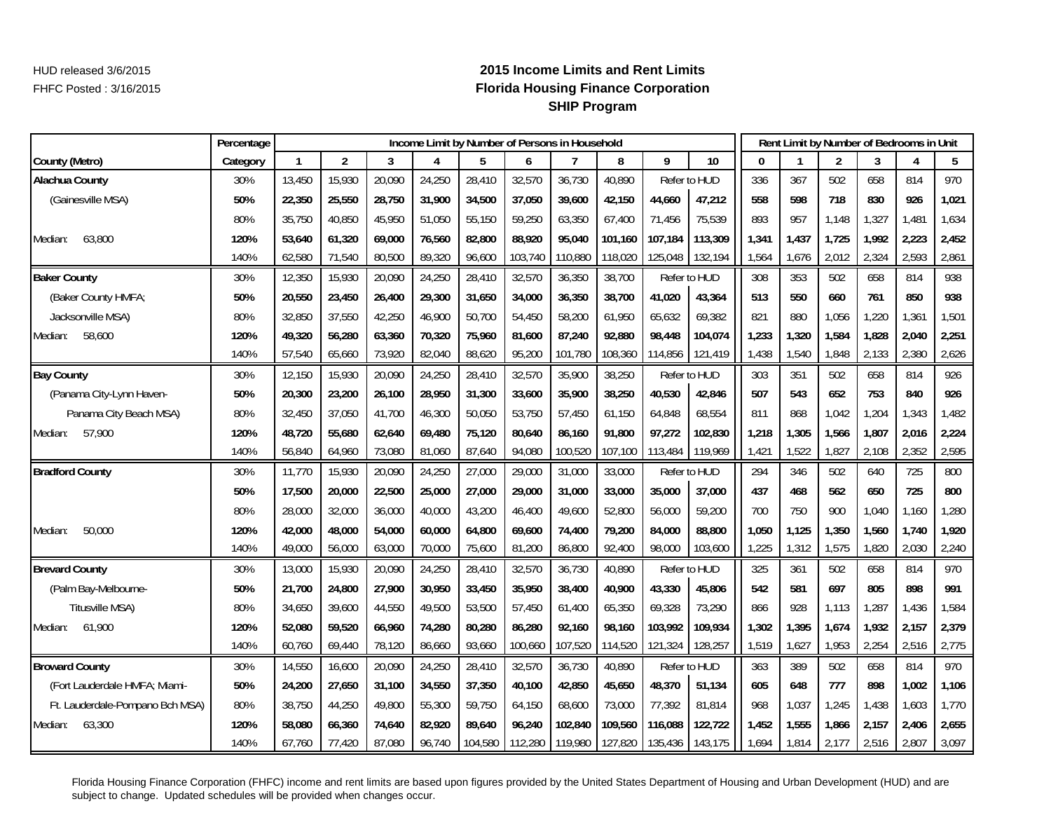HUD released 3/6/2015

FHFC Posted : 3/16/2015

# 2015 Income Limits and Rent Limits
## Florida Housing Finance Corporation
### SHIP Program

| | Percentage | Income Limit by Number of Persons in Household | | | | | | | | | | Rent Limit by Number of Bedrooms in Unit | | | | | |
|---|---|---|---|---|---|---|---|---|---|---|---|---|---|---|---|---|---|
| **County (Metro)** | **Category** | **1** | **2** | **3** | **4** | **5** | **6** | **7** | **8** | **9** | **10** | **0** | **1** | **2** | **3** | **4** | **5** |
| **Alachua County** | 30% | 13,450 | 15,930 | 20,090 | 24,250 | 28,410 | 32,570 | 36,730 | 40,890 | Refer to HUD | | 336 | 367 | 502 | 658 | 814 | 970 |
| (Gainesville MSA) | **50%** | **22,350** | **25,550** | **28,750** | **31,900** | **34,500** | **37,050** | **39,600** | **42,150** | **44,660** | **47,212** | **558** | **598** | **718** | **830** | **926** | **1,021** |
| | 80% | 35,750 | 40,850 | 45,950 | 51,050 | 55,150 | 59,250 | 63,350 | 67,400 | 71,456 | 75,539 | 893 | 957 | 1,148 | 1,327 | 1,481 | 1,634 |
| Median: 63,800 | **120%** | **53,640** | **61,320** | **69,000** | **76,560** | **82,800** | **88,920** | **95,040** | **101,160** | **107,184** | **113,309** | **1,341** | **1,437** | **1,725** | **1,992** | **2,223** | **2,452** |
| | 140% | 62,580 | 71,540 | 80,500 | 89,320 | 96,600 | 103,740 | 110,880 | 118,020 | 125,048 | 132,194 | 1,564 | 1,676 | 2,012 | 2,324 | 2,593 | 2,861 |
| **Baker County** | 30% | 12,350 | 15,930 | 20,090 | 24,250 | 28,410 | 32,570 | 36,350 | 38,700 | Refer to HUD | | 308 | 353 | 502 | 658 | 814 | 938 |
| (Baker County HMFA; | **50%** | **20,550** | **23,450** | **26,400** | **29,300** | **31,650** | **34,000** | **36,350** | **38,700** | **41,020** | **43,364** | **513** | **550** | **660** | **761** | **850** | **938** |
| Jacksonville MSA) | 80% | 32,850 | 37,550 | 42,250 | 46,900 | 50,700 | 54,450 | 58,200 | 61,950 | 65,632 | 69,382 | 821 | 880 | 1,056 | 1,220 | 1,361 | 1,501 |
| Median: 58,600 | **120%** | **49,320** | **56,280** | **63,360** | **70,320** | **75,960** | **81,600** | **87,240** | **92,880** | **98,448** | **104,074** | **1,233** | **1,320** | **1,584** | **1,828** | **2,040** | **2,251** |
| | 140% | 57,540 | 65,660 | 73,920 | 82,040 | 88,620 | 95,200 | 101,780 | 108,360 | 114,856 | 121,419 | 1,438 | 1,540 | 1,848 | 2,133 | 2,380 | 2,626 |
| **Bay County** | 30% | 12,150 | 15,930 | 20,090 | 24,250 | 28,410 | 32,570 | 35,900 | 38,250 | Refer to HUD | | 303 | 351 | 502 | 658 | 814 | 926 |
| (Panama City-Lynn Haven- | **50%** | **20,300** | **23,200** | **26,100** | **28,950** | **31,300** | **33,600** | **35,900** | **38,250** | **40,530** | **42,846** | **507** | **543** | **652** | **753** | **840** | **926** |
| Panama City Beach MSA) | 80% | 32,450 | 37,050 | 41,700 | 46,300 | 50,050 | 53,750 | 57,450 | 61,150 | 64,848 | 68,554 | 811 | 868 | 1,042 | 1,204 | 1,343 | 1,482 |
| Median: 57,900 | **120%** | **48,720** | **55,680** | **62,640** | **69,480** | **75,120** | **80,640** | **86,160** | **91,800** | **97,272** | **102,830** | **1,218** | **1,305** | **1,566** | **1,807** | **2,016** | **2,224** |
| | 140% | 56,840 | 64,960 | 73,080 | 81,060 | 87,640 | 94,080 | 100,520 | 107,100 | 113,484 | 119,969 | 1,421 | 1,522 | 1,827 | 2,108 | 2,352 | 2,595 |
| **Bradford County** | 30% | 11,770 | 15,930 | 20,090 | 24,250 | 27,000 | 29,000 | 31,000 | 33,000 | Refer to HUD | | 294 | 346 | 502 | 640 | 725 | 800 |
| | **50%** | **17,500** | **20,000** | **22,500** | **25,000** | **27,000** | **29,000** | **31,000** | **33,000** | **35,000** | **37,000** | **437** | **468** | **562** | **650** | **725** | **800** |
| | 80% | 28,000 | 32,000 | 36,000 | 40,000 | 43,200 | 46,400 | 49,600 | 52,800 | 56,000 | 59,200 | 700 | 750 | 900 | 1,040 | 1,160 | 1,280 |
| Median: 50,000 | **120%** | **42,000** | **48,000** | **54,000** | **60,000** | **64,800** | **69,600** | **74,400** | **79,200** | **84,000** | **88,800** | **1,050** | **1,125** | **1,350** | **1,560** | **1,740** | **1,920** |
| | 140% | 49,000 | 56,000 | 63,000 | 70,000 | 75,600 | 81,200 | 86,800 | 92,400 | 98,000 | 103,600 | 1,225 | 1,312 | 1,575 | 1,820 | 2,030 | 2,240 |
| **Brevard County** | 30% | 13,000 | 15,930 | 20,090 | 24,250 | 28,410 | 32,570 | 36,730 | 40,890 | Refer to HUD | | 325 | 361 | 502 | 658 | 814 | 970 |
| (Palm Bay-Melbourne- | **50%** | **21,700** | **24,800** | **27,900** | **30,950** | **33,450** | **35,950** | **38,400** | **40,900** | **43,330** | **45,806** | **542** | **581** | **697** | **805** | **898** | **991** |
| Titusville MSA) | 80% | 34,650 | 39,600 | 44,550 | 49,500 | 53,500 | 57,450 | 61,400 | 65,350 | 69,328 | 73,290 | 866 | 928 | 1,113 | 1,287 | 1,436 | 1,584 |
| Median: 61,900 | **120%** | **52,080** | **59,520** | **66,960** | **74,280** | **80,280** | **86,280** | **92,160** | **98,160** | **103,992** | **109,934** | **1,302** | **1,395** | **1,674** | **1,932** | **2,157** | **2,379** |
| | 140% | 60,760 | 69,440 | 78,120 | 86,660 | 93,660 | 100,660 | 107,520 | 114,520 | 121,324 | 128,257 | 1,519 | 1,627 | 1,953 | 2,254 | 2,516 | 2,775 |
| **Broward County** | 30% | 14,550 | 16,600 | 20,090 | 24,250 | 28,410 | 32,570 | 36,730 | 40,890 | Refer to HUD | | 363 | 389 | 502 | 658 | 814 | 970 |
| (Fort Lauderdale HMFA; Miami- | **50%** | **24,200** | **27,650** | **31,100** | **34,550** | **37,350** | **40,100** | **42,850** | **45,650** | **48,370** | **51,134** | **605** | **648** | **777** | **898** | **1,002** | **1,106** |
| Ft. Lauderdale-Pompano Bch MSA) | 80% | 38,750 | 44,250 | 49,800 | 55,300 | 59,750 | 64,150 | 68,600 | 73,000 | 77,392 | 81,814 | 968 | 1,037 | 1,245 | 1,438 | 1,603 | 1,770 |
| Median: 63,300 | **120%** | **58,080** | **66,360** | **74,640** | **82,920** | **89,640** | **96,240** | **102,840** | **109,560** | **116,088** | **122,722** | **1,452** | **1,555** | **1,866** | **2,157** | **2,406** | **2,655** |
| | 140% | 67,760 | 77,420 | 87,080 | 96,740 | 104,580 | 112,280 | 119,980 | 127,820 | 135,436 | 143,175 | 1,694 | 1,814 | 2,177 | 2,516 | 2,807 | 3,097 |

Florida Housing Finance Corporation (FHFC) income and rent limits are based upon figures provided by the United States Department of Housing and Urban Development (HUD) and are subject to change. Updated schedules will be provided when changes occur.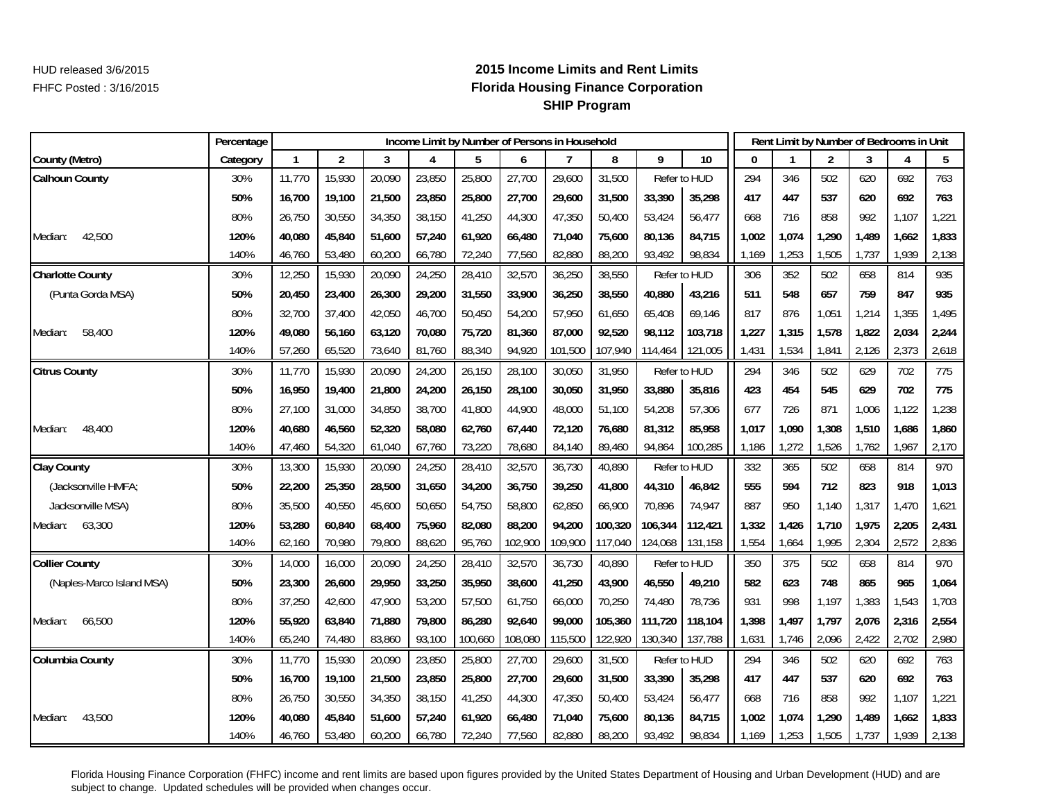HUD released 3/6/2015

FHFC Posted : 3/16/2015

# 2015 Income Limits and Rent Limits
## Florida Housing Finance Corporation
### SHIP Program

| | Percentage | Income Limit by Number of Persons in Household | | | | | | | | | | Rent Limit by Number of Bedrooms in Unit | | | | | |
|---|---|---|---|---|---|---|---|---|---|---|---|---|---|---|---|---|---|
| **County (Metro)** | **Category** | **1** | **2** | **3** | **4** | **5** | **6** | **7** | **8** | **9** | **10** | **0** | **1** | **2** | **3** | **4** | **5** |
| **Calhoun County** | 30% | 11,770 | 15,930 | 20,090 | 23,850 | 25,800 | 27,700 | 29,600 | 31,500 | Refer to HUD | | 294 | 346 | 502 | 620 | 692 | 763 |
| | **50%** | **16,700** | **19,100** | **21,500** | **23,850** | **25,800** | **27,700** | **29,600** | **31,500** | **33,390** | **35,298** | **417** | **447** | **537** | **620** | **692** | **763** |
| | 80% | 26,750 | 30,550 | 34,350 | 38,150 | 41,250 | 44,300 | 47,350 | 50,400 | 53,424 | 56,477 | 668 | 716 | 858 | 992 | 1,107 | 1,221 |
| Median: 42,500 | **120%** | **40,080** | **45,840** | **51,600** | **57,240** | **61,920** | **66,480** | **71,040** | **75,600** | **80,136** | **84,715** | **1,002** | **1,074** | **1,290** | **1,489** | **1,662** | **1,833** |
| | 140% | 46,760 | 53,480 | 60,200 | 66,780 | 72,240 | 77,560 | 82,880 | 88,200 | 93,492 | 98,834 | 1,169 | 1,253 | 1,505 | 1,737 | 1,939 | 2,138 |
| **Charlotte County** | 30% | 12,250 | 15,930 | 20,090 | 24,250 | 28,410 | 32,570 | 36,250 | 38,550 | Refer to HUD | | 306 | 352 | 502 | 658 | 814 | 935 |
| (Punta Gorda MSA) | **50%** | **20,450** | **23,400** | **26,300** | **29,200** | **31,550** | **33,900** | **36,250** | **38,550** | **40,880** | **43,216** | **511** | **548** | **657** | **759** | **847** | **935** |
| | 80% | 32,700 | 37,400 | 42,050 | 46,700 | 50,450 | 54,200 | 57,950 | 61,650 | 65,408 | 69,146 | 817 | 876 | 1,051 | 1,214 | 1,355 | 1,495 |
| Median: 58,400 | **120%** | **49,080** | **56,160** | **63,120** | **70,080** | **75,720** | **81,360** | **87,000** | **92,520** | **98,112** | **103,718** | **1,227** | **1,315** | **1,578** | **1,822** | **2,034** | **2,244** |
| | 140% | 57,260 | 65,520 | 73,640 | 81,760 | 88,340 | 94,920 | 101,500 | 107,940 | 114,464 | 121,005 | 1,431 | 1,534 | 1,841 | 2,126 | 2,373 | 2,618 |
| **Citrus County** | 30% | 11,770 | 15,930 | 20,090 | 24,200 | 26,150 | 28,100 | 30,050 | 31,950 | Refer to HUD | | 294 | 346 | 502 | 629 | 702 | 775 |
| | **50%** | **16,950** | **19,400** | **21,800** | **24,200** | **26,150** | **28,100** | **30,050** | **31,950** | **33,880** | **35,816** | **423** | **454** | **545** | **629** | **702** | **775** |
| | 80% | 27,100 | 31,000 | 34,850 | 38,700 | 41,800 | 44,900 | 48,000 | 51,100 | 54,208 | 57,306 | 677 | 726 | 871 | 1,006 | 1,122 | 1,238 |
| Median: 48,400 | **120%** | **40,680** | **46,560** | **52,320** | **58,080** | **62,760** | **67,440** | **72,120** | **76,680** | **81,312** | **85,958** | **1,017** | **1,090** | **1,308** | **1,510** | **1,686** | **1,860** |
| | 140% | 47,460 | 54,320 | 61,040 | 67,760 | 73,220 | 78,680 | 84,140 | 89,460 | 94,864 | 100,285 | 1,186 | 1,272 | 1,526 | 1,762 | 1,967 | 2,170 |
| **Clay County** | 30% | 13,300 | 15,930 | 20,090 | 24,250 | 28,410 | 32,570 | 36,730 | 40,890 | Refer to HUD | | 332 | 365 | 502 | 658 | 814 | 970 |
| (Jacksonville HMFA; | **50%** | **22,200** | **25,350** | **28,500** | **31,650** | **34,200** | **36,750** | **39,250** | **41,800** | **44,310** | **46,842** | **555** | **594** | **712** | **823** | **918** | **1,013** |
| Jacksonville MSA) | 80% | 35,500 | 40,550 | 45,600 | 50,650 | 54,750 | 58,800 | 62,850 | 66,900 | 70,896 | 74,947 | 887 | 950 | 1,140 | 1,317 | 1,470 | 1,621 |
| Median: 63,300 | **120%** | **53,280** | **60,840** | **68,400** | **75,960** | **82,080** | **88,200** | **94,200** | **100,320** | **106,344** | **112,421** | **1,332** | **1,426** | **1,710** | **1,975** | **2,205** | **2,431** |
| | 140% | 62,160 | 70,980 | 79,800 | 88,620 | 95,760 | 102,900 | 109,900 | 117,040 | 124,068 | 131,158 | 1,554 | 1,664 | 1,995 | 2,304 | 2,572 | 2,836 |
| **Collier County** | 30% | 14,000 | 16,000 | 20,090 | 24,250 | 28,410 | 32,570 | 36,730 | 40,890 | Refer to HUD | | 350 | 375 | 502 | 658 | 814 | 970 |
| (Naples-Marco Island MSA) | **50%** | **23,300** | **26,600** | **29,950** | **33,250** | **35,950** | **38,600** | **41,250** | **43,900** | **46,550** | **49,210** | **582** | **623** | **748** | **865** | **965** | **1,064** |
| | 80% | 37,250 | 42,600 | 47,900 | 53,200 | 57,500 | 61,750 | 66,000 | 70,250 | 74,480 | 78,736 | 931 | 998 | 1,197 | 1,383 | 1,543 | 1,703 |
| Median: 66,500 | **120%** | **55,920** | **63,840** | **71,880** | **79,800** | **86,280** | **92,640** | **99,000** | **105,360** | **111,720** | **118,104** | **1,398** | **1,497** | **1,797** | **2,076** | **2,316** | **2,554** |
| | 140% | 65,240 | 74,480 | 83,860 | 93,100 | 100,660 | 108,080 | 115,500 | 122,920 | 130,340 | 137,788 | 1,631 | 1,746 | 2,096 | 2,422 | 2,702 | 2,980 |
| **Columbia County** | 30% | 11,770 | 15,930 | 20,090 | 23,850 | 25,800 | 27,700 | 29,600 | 31,500 | Refer to HUD | | 294 | 346 | 502 | 620 | 692 | 763 |
| | **50%** | **16,700** | **19,100** | **21,500** | **23,850** | **25,800** | **27,700** | **29,600** | **31,500** | **33,390** | **35,298** | **417** | **447** | **537** | **620** | **692** | **763** |
| | 80% | 26,750 | 30,550 | 34,350 | 38,150 | 41,250 | 44,300 | 47,350 | 50,400 | 53,424 | 56,477 | 668 | 716 | 858 | 992 | 1,107 | 1,221 |
| Median: 43,500 | **120%** | **40,080** | **45,840** | **51,600** | **57,240** | **61,920** | **66,480** | **71,040** | **75,600** | **80,136** | **84,715** | **1,002** | **1,074** | **1,290** | **1,489** | **1,662** | **1,833** |
| | 140% | 46,760 | 53,480 | 60,200 | 66,780 | 72,240 | 77,560 | 82,880 | 88,200 | 93,492 | 98,834 | 1,169 | 1,253 | 1,505 | 1,737 | 1,939 | 2,138 |

Florida Housing Finance Corporation (FHFC) income and rent limits are based upon figures provided by the United States Department of Housing and Urban Development (HUD) and are subject to change. Updated schedules will be provided when changes occur.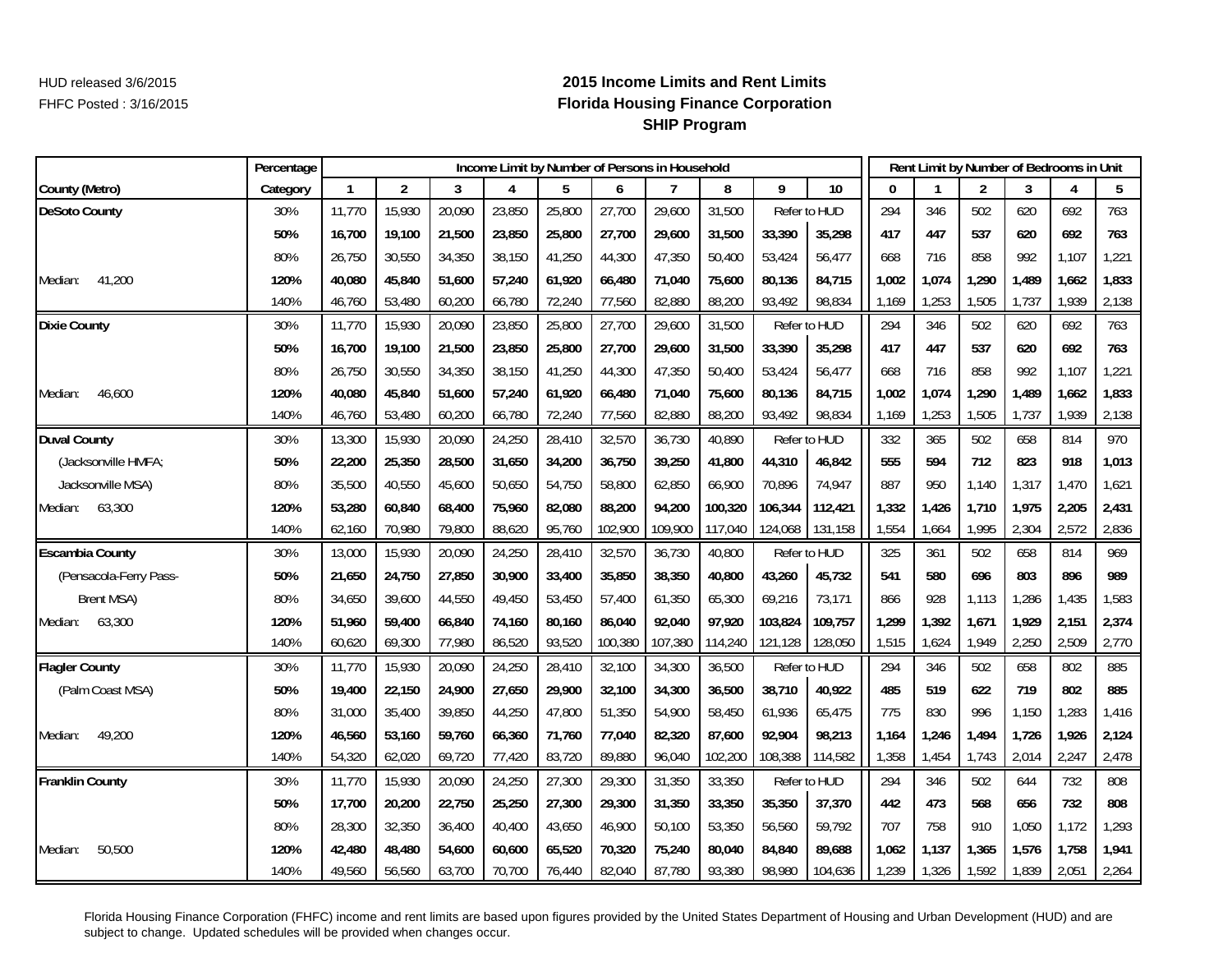HUD released 3/6/2015

FHFC Posted : 3/16/2015

# 2015 Income Limits and Rent Limits
## Florida Housing Finance Corporation
### SHIP Program

| | Percentage | Income Limit by Number of Persons in Household | | | | | | | | | | Rent Limit by Number of Bedrooms in Unit | | | | | |
|---|---|---|---|---|---|---|---|---|---|---|---|---|---|---|---|---|---|
| County (Metro) | Category | 1 | 2 | 3 | 4 | 5 | 6 | 7 | 8 | 9 | 10 | 0 | 1 | 2 | 3 | 4 | 5 |
| **DeSoto County** | 30% | 11,770 | 15,930 | 20,090 | 23,850 | 25,800 | 27,700 | 29,600 | 31,500 | Refer to HUD | | 294 | 346 | 502 | 620 | 692 | 763 |
| | **50%** | **16,700** | **19,100** | **21,500** | **23,850** | **25,800** | **27,700** | **29,600** | **31,500** | **33,390** | **35,298** | **417** | **447** | **537** | **620** | **692** | **763** |
| | 80% | 26,750 | 30,550 | 34,350 | 38,150 | 41,250 | 44,300 | 47,350 | 50,400 | 53,424 | 56,477 | 668 | 716 | 858 | 992 | 1,107 | 1,221 |
| Median: 41,200 | **120%** | **40,080** | **45,840** | **51,600** | **57,240** | **61,920** | **66,480** | **71,040** | **75,600** | **80,136** | **84,715** | **1,002** | **1,074** | **1,290** | **1,489** | **1,662** | **1,833** |
| | 140% | 46,760 | 53,480 | 60,200 | 66,780 | 72,240 | 77,560 | 82,880 | 88,200 | 93,492 | 98,834 | 1,169 | 1,253 | 1,505 | 1,737 | 1,939 | 2,138 |
| **Dixie County** | 30% | 11,770 | 15,930 | 20,090 | 23,850 | 25,800 | 27,700 | 29,600 | 31,500 | Refer to HUD | | 294 | 346 | 502 | 620 | 692 | 763 |
| | **50%** | **16,700** | **19,100** | **21,500** | **23,850** | **25,800** | **27,700** | **29,600** | **31,500** | **33,390** | **35,298** | **417** | **447** | **537** | **620** | **692** | **763** |
| | 80% | 26,750 | 30,550 | 34,350 | 38,150 | 41,250 | 44,300 | 47,350 | 50,400 | 53,424 | 56,477 | 668 | 716 | 858 | 992 | 1,107 | 1,221 |
| Median: 46,600 | **120%** | **40,080** | **45,840** | **51,600** | **57,240** | **61,920** | **66,480** | **71,040** | **75,600** | **80,136** | **84,715** | **1,002** | **1,074** | **1,290** | **1,489** | **1,662** | **1,833** |
| | 140% | 46,760 | 53,480 | 60,200 | 66,780 | 72,240 | 77,560 | 82,880 | 88,200 | 93,492 | 98,834 | 1,169 | 1,253 | 1,505 | 1,737 | 1,939 | 2,138 |
| **Duval County** | 30% | 13,300 | 15,930 | 20,090 | 24,250 | 28,410 | 32,570 | 36,730 | 40,890 | Refer to HUD | | 332 | 365 | 502 | 658 | 814 | 970 |
| (Jacksonville HMFA; | **50%** | **22,200** | **25,350** | **28,500** | **31,650** | **34,200** | **36,750** | **39,250** | **41,800** | **44,310** | **46,842** | **555** | **594** | **712** | **823** | **918** | **1,013** |
| Jacksonville MSA) | 80% | 35,500 | 40,550 | 45,600 | 50,650 | 54,750 | 58,800 | 62,850 | 66,900 | 70,896 | 74,947 | 887 | 950 | 1,140 | 1,317 | 1,470 | 1,621 |
| Median: 63,300 | **120%** | **53,280** | **60,840** | **68,400** | **75,960** | **82,080** | **88,200** | **94,200** | **100,320** | **106,344** | **112,421** | **1,332** | **1,426** | **1,710** | **1,975** | **2,205** | **2,431** |
| | 140% | 62,160 | 70,980 | 79,800 | 88,620 | 95,760 | 102,900 | 109,900 | 117,040 | 124,068 | 131,158 | 1,554 | 1,664 | 1,995 | 2,304 | 2,572 | 2,836 |
| **Escambia County** | 30% | 13,000 | 15,930 | 20,090 | 24,250 | 28,410 | 32,570 | 36,730 | 40,800 | Refer to HUD | | 325 | 361 | 502 | 658 | 814 | 969 |
| (Pensacola-Ferry Pass- | **50%** | **21,650** | **24,750** | **27,850** | **30,900** | **33,400** | **35,850** | **38,350** | **40,800** | **43,260** | **45,732** | **541** | **580** | **696** | **803** | **896** | **989** |
| Brent MSA) | 80% | 34,650 | 39,600 | 44,550 | 49,450 | 53,450 | 57,400 | 61,350 | 65,300 | 69,216 | 73,171 | 866 | 928 | 1,113 | 1,286 | 1,435 | 1,583 |
| Median: 63,300 | **120%** | **51,960** | **59,400** | **66,840** | **74,160** | **80,160** | **86,040** | **92,040** | **97,920** | **103,824** | **109,757** | **1,299** | **1,392** | **1,671** | **1,929** | **2,151** | **2,374** |
| | 140% | 60,620 | 69,300 | 77,980 | 86,520 | 93,520 | 100,380 | 107,380 | 114,240 | 121,128 | 128,050 | 1,515 | 1,624 | 1,949 | 2,250 | 2,509 | 2,770 |
| **Flagler County** | 30% | 11,770 | 15,930 | 20,090 | 24,250 | 28,410 | 32,100 | 34,300 | 36,500 | Refer to HUD | | 294 | 346 | 502 | 658 | 802 | 885 |
| (Palm Coast MSA) | **50%** | **19,400** | **22,150** | **24,900** | **27,650** | **29,900** | **32,100** | **34,300** | **36,500** | **38,710** | **40,922** | **485** | **519** | **622** | **719** | **802** | **885** |
| | 80% | 31,000 | 35,400 | 39,850 | 44,250 | 47,800 | 51,350 | 54,900 | 58,450 | 61,936 | 65,475 | 775 | 830 | 996 | 1,150 | 1,283 | 1,416 |
| Median: 49,200 | **120%** | **46,560** | **53,160** | **59,760** | **66,360** | **71,760** | **77,040** | **82,320** | **87,600** | **92,904** | **98,213** | **1,164** | **1,246** | **1,494** | **1,726** | **1,926** | **2,124** |
| | 140% | 54,320 | 62,020 | 69,720 | 77,420 | 83,720 | 89,880 | 96,040 | 102,200 | 108,388 | 114,582 | 1,358 | 1,454 | 1,743 | 2,014 | 2,247 | 2,478 |
| **Franklin County** | 30% | 11,770 | 15,930 | 20,090 | 24,250 | 27,300 | 29,300 | 31,350 | 33,350 | Refer to HUD | | 294 | 346 | 502 | 644 | 732 | 808 |
| | **50%** | **17,700** | **20,200** | **22,750** | **25,250** | **27,300** | **29,300** | **31,350** | **33,350** | **35,350** | **37,370** | **442** | **473** | **568** | **656** | **732** | **808** |
| | 80% | 28,300 | 32,350 | 36,400 | 40,400 | 43,650 | 46,900 | 50,100 | 53,350 | 56,560 | 59,792 | 707 | 758 | 910 | 1,050 | 1,172 | 1,293 |
| Median: 50,500 | **120%** | **42,480** | **48,480** | **54,600** | **60,600** | **65,520** | **70,320** | **75,240** | **80,040** | **84,840** | **89,688** | **1,062** | **1,137** | **1,365** | **1,576** | **1,758** | **1,941** |
| | 140% | 49,560 | 56,560 | 63,700 | 70,700 | 76,440 | 82,040 | 87,780 | 93,380 | 98,980 | 104,636 | 1,239 | 1,326 | 1,592 | 1,839 | 2,051 | 2,264 |

Florida Housing Finance Corporation (FHFC) income and rent limits are based upon figures provided by the United States Department of Housing and Urban Development (HUD) and are subject to change. Updated schedules will be provided when changes occur.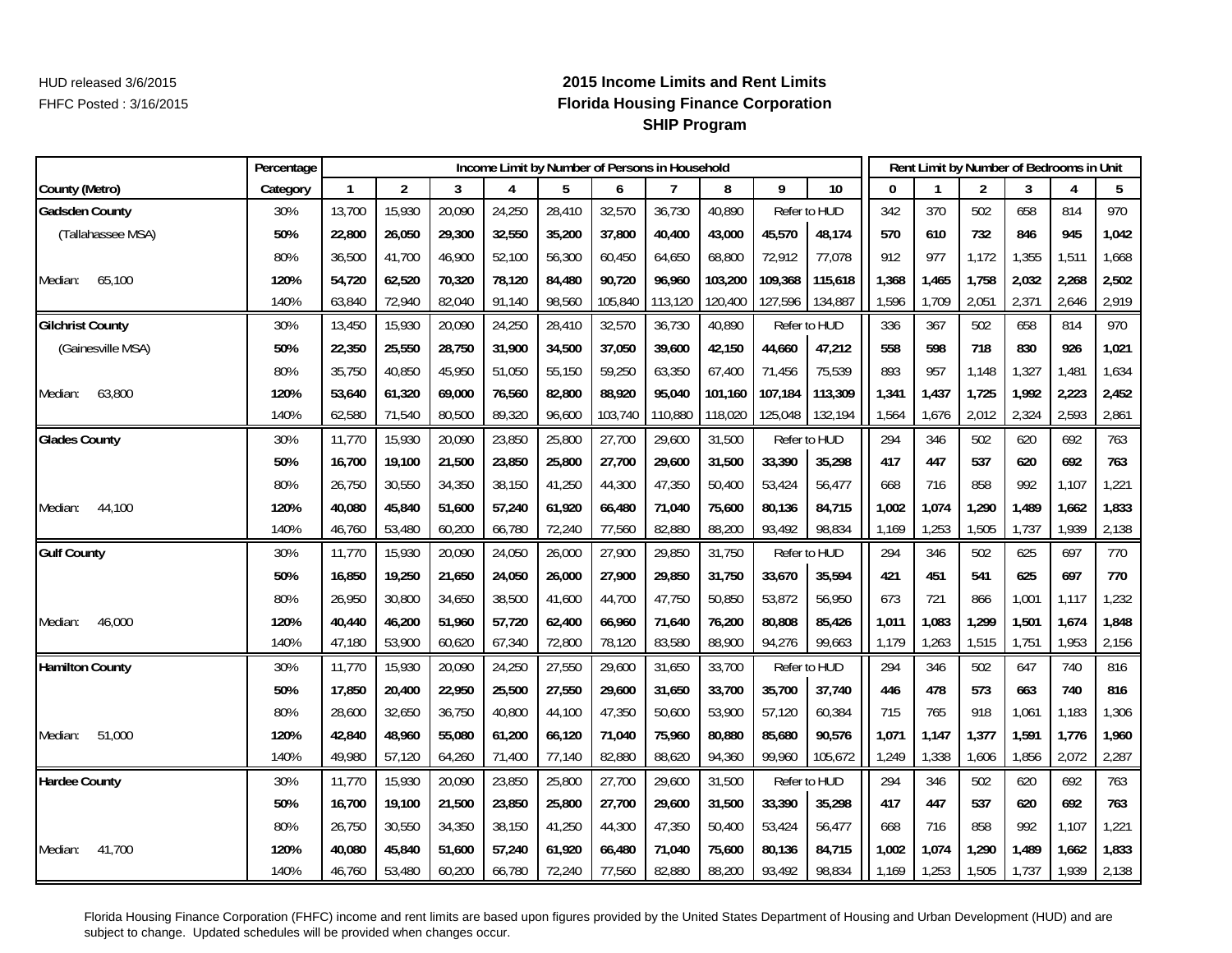HUD released 3/6/2015

FHFC Posted : 3/16/2015

# 2015 Income Limits and Rent Limits
## Florida Housing Finance Corporation
### SHIP Program

| | Percentage | Income Limit by Number of Persons in Household | | | | | | | | | | Rent Limit by Number of Bedrooms in Unit | | | | | |
|---|---|---|---|---|---|---|---|---|---|---|---|---|---|---|---|---|---|
| County (Metro) | Category | 1 | 2 | 3 | 4 | 5 | 6 | 7 | 8 | 9 | 10 | 0 | 1 | 2 | 3 | 4 | 5 |
| **Gadsden County** | 30% | 13,700 | 15,930 | 20,090 | 24,250 | 28,410 | 32,570 | 36,730 | 40,890 | Refer to HUD | | 342 | 370 | 502 | 658 | 814 | 970 |
| (Tallahassee MSA) | **50%** | **22,800** | **26,050** | **29,300** | **32,550** | **35,200** | **37,800** | **40,400** | **43,000** | **45,570** | **48,174** | **570** | **610** | **732** | **846** | **945** | **1,042** |
| | 80% | 36,500 | 41,700 | 46,900 | 52,100 | 56,300 | 60,450 | 64,650 | 68,800 | 72,912 | 77,078 | 912 | 977 | 1,172 | 1,355 | 1,511 | 1,668 |
| Median: 65,100 | **120%** | **54,720** | **62,520** | **70,320** | **78,120** | **84,480** | **90,720** | **96,960** | **103,200** | **109,368** | **115,618** | **1,368** | **1,465** | **1,758** | **2,032** | **2,268** | **2,502** |
| | 140% | 63,840 | 72,940 | 82,040 | 91,140 | 98,560 | 105,840 | 113,120 | 120,400 | 127,596 | 134,887 | 1,596 | 1,709 | 2,051 | 2,371 | 2,646 | 2,919 |
| **Gilchrist County** | 30% | 13,450 | 15,930 | 20,090 | 24,250 | 28,410 | 32,570 | 36,730 | 40,890 | Refer to HUD | | 336 | 367 | 502 | 658 | 814 | 970 |
| (Gainesville MSA) | **50%** | **22,350** | **25,550** | **28,750** | **31,900** | **34,500** | **37,050** | **39,600** | **42,150** | **44,660** | **47,212** | **558** | **598** | **718** | **830** | **926** | **1,021** |
| | 80% | 35,750 | 40,850 | 45,950 | 51,050 | 55,150 | 59,250 | 63,350 | 67,400 | 71,456 | 75,539 | 893 | 957 | 1,148 | 1,327 | 1,481 | 1,634 |
| Median: 63,800 | **120%** | **53,640** | **61,320** | **69,000** | **76,560** | **82,800** | **88,920** | **95,040** | **101,160** | **107,184** | **113,309** | **1,341** | **1,437** | **1,725** | **1,992** | **2,223** | **2,452** |
| | 140% | 62,580 | 71,540 | 80,500 | 89,320 | 96,600 | 103,740 | 110,880 | 118,020 | 125,048 | 132,194 | 1,564 | 1,676 | 2,012 | 2,324 | 2,593 | 2,861 |
| **Glades County** | 30% | 11,770 | 15,930 | 20,090 | 23,850 | 25,800 | 27,700 | 29,600 | 31,500 | Refer to HUD | | 294 | 346 | 502 | 620 | 692 | 763 |
| | **50%** | **16,700** | **19,100** | **21,500** | **23,850** | **25,800** | **27,700** | **29,600** | **31,500** | **33,390** | **35,298** | **417** | **447** | **537** | **620** | **692** | **763** |
| | 80% | 26,750 | 30,550 | 34,350 | 38,150 | 41,250 | 44,300 | 47,350 | 50,400 | 53,424 | 56,477 | 668 | 716 | 858 | 992 | 1,107 | 1,221 |
| Median: 44,100 | **120%** | **40,080** | **45,840** | **51,600** | **57,240** | **61,920** | **66,480** | **71,040** | **75,600** | **80,136** | **84,715** | **1,002** | **1,074** | **1,290** | **1,489** | **1,662** | **1,833** |
| | 140% | 46,760 | 53,480 | 60,200 | 66,780 | 72,240 | 77,560 | 82,880 | 88,200 | 93,492 | 98,834 | 1,169 | 1,253 | 1,505 | 1,737 | 1,939 | 2,138 |
| **Gulf County** | 30% | 11,770 | 15,930 | 20,090 | 24,050 | 26,000 | 27,900 | 29,850 | 31,750 | Refer to HUD | | 294 | 346 | 502 | 625 | 697 | 770 |
| | **50%** | **16,850** | **19,250** | **21,650** | **24,050** | **26,000** | **27,900** | **29,850** | **31,750** | **33,670** | **35,594** | **421** | **451** | **541** | **625** | **697** | **770** |
| | 80% | 26,950 | 30,800 | 34,650 | 38,500 | 41,600 | 44,700 | 47,750 | 50,850 | 53,872 | 56,950 | 673 | 721 | 866 | 1,001 | 1,117 | 1,232 |
| Median: 46,000 | **120%** | **40,440** | **46,200** | **51,960** | **57,720** | **62,400** | **66,960** | **71,640** | **76,200** | **80,808** | **85,426** | **1,011** | **1,083** | **1,299** | **1,501** | **1,674** | **1,848** |
| | 140% | 47,180 | 53,900 | 60,620 | 67,340 | 72,800 | 78,120 | 83,580 | 88,900 | 94,276 | 99,663 | 1,179 | 1,263 | 1,515 | 1,751 | 1,953 | 2,156 |
| **Hamilton County** | 30% | 11,770 | 15,930 | 20,090 | 24,250 | 27,550 | 29,600 | 31,650 | 33,700 | Refer to HUD | | 294 | 346 | 502 | 647 | 740 | 816 |
| | **50%** | **17,850** | **20,400** | **22,950** | **25,500** | **27,550** | **29,600** | **31,650** | **33,700** | **35,700** | **37,740** | **446** | **478** | **573** | **663** | **740** | **816** |
| | 80% | 28,600 | 32,650 | 36,750 | 40,800 | 44,100 | 47,350 | 50,600 | 53,900 | 57,120 | 60,384 | 715 | 765 | 918 | 1,061 | 1,183 | 1,306 |
| Median: 51,000 | **120%** | **42,840** | **48,960** | **55,080** | **61,200** | **66,120** | **71,040** | **75,960** | **80,880** | **85,680** | **90,576** | **1,071** | **1,147** | **1,377** | **1,591** | **1,776** | **1,960** |
| | 140% | 49,980 | 57,120 | 64,260 | 71,400 | 77,140 | 82,880 | 88,620 | 94,360 | 99,960 | 105,672 | 1,249 | 1,338 | 1,606 | 1,856 | 2,072 | 2,287 |
| **Hardee County** | 30% | 11,770 | 15,930 | 20,090 | 23,850 | 25,800 | 27,700 | 29,600 | 31,500 | Refer to HUD | | 294 | 346 | 502 | 620 | 692 | 763 |
| | **50%** | **16,700** | **19,100** | **21,500** | **23,850** | **25,800** | **27,700** | **29,600** | **31,500** | **33,390** | **35,298** | **417** | **447** | **537** | **620** | **692** | **763** |
| | 80% | 26,750 | 30,550 | 34,350 | 38,150 | 41,250 | 44,300 | 47,350 | 50,400 | 53,424 | 56,477 | 668 | 716 | 858 | 992 | 1,107 | 1,221 |
| Median: 41,700 | **120%** | **40,080** | **45,840** | **51,600** | **57,240** | **61,920** | **66,480** | **71,040** | **75,600** | **80,136** | **84,715** | **1,002** | **1,074** | **1,290** | **1,489** | **1,662** | **1,833** |
| | 140% | 46,760 | 53,480 | 60,200 | 66,780 | 72,240 | 77,560 | 82,880 | 88,200 | 93,492 | 98,834 | 1,169 | 1,253 | 1,505 | 1,737 | 1,939 | 2,138 |

Florida Housing Finance Corporation (FHFC) income and rent limits are based upon figures provided by the United States Department of Housing and Urban Development (HUD) and are subject to change. Updated schedules will be provided when changes occur.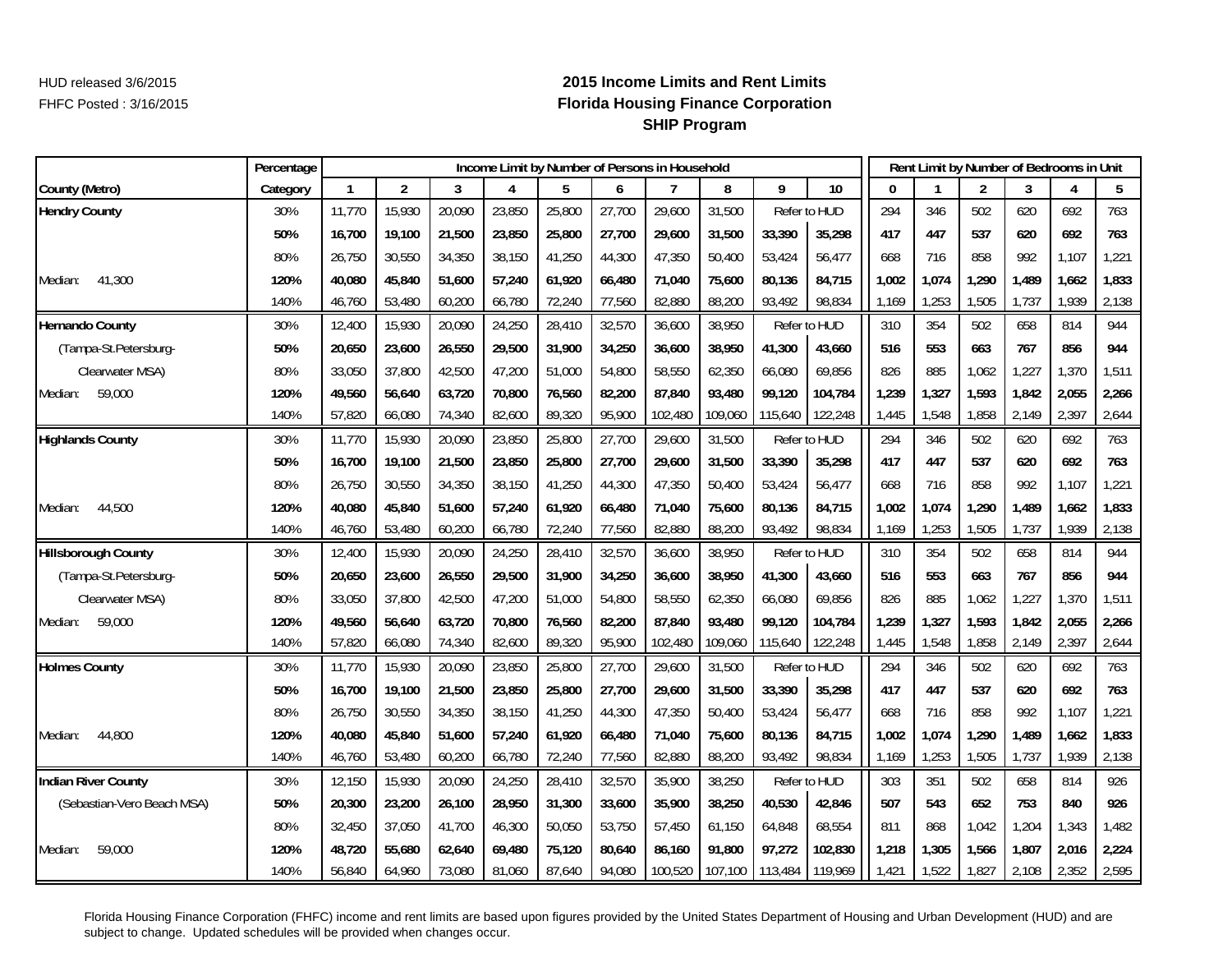HUD released 3/6/2015

FHFC Posted : 3/16/2015

## 2015 Income Limits and Rent Limits
## Florida Housing Finance Corporation
## SHIP Program

| | Percentage | Income Limit by Number of Persons in Household | | | | | | | | | | Rent Limit by Number of Bedrooms in Unit | | | | | |
|---|---|---|---|---|---|---|---|---|---|---|---|---|---|---|---|---|---|
| County (Metro) | Category | 1 | 2 | 3 | 4 | 5 | 6 | 7 | 8 | 9 | 10 | 0 | 1 | 2 | 3 | 4 | 5 |
| **Hendry County** | 30% | 11,770 | 15,930 | 20,090 | 23,850 | 25,800 | 27,700 | 29,600 | 31,500 | Refer to HUD | | 294 | 346 | 502 | 620 | 692 | 763 |
| | **50%** | **16,700** | **19,100** | **21,500** | **23,850** | **25,800** | **27,700** | **29,600** | **31,500** | **33,390** | **35,298** | **417** | **447** | **537** | **620** | **692** | **763** |
| | 80% | 26,750 | 30,550 | 34,350 | 38,150 | 41,250 | 44,300 | 47,350 | 50,400 | 53,424 | 56,477 | 668 | 716 | 858 | 992 | 1,107 | 1,221 |
| Median: 41,300 | **120%** | **40,080** | **45,840** | **51,600** | **57,240** | **61,920** | **66,480** | **71,040** | **75,600** | **80,136** | **84,715** | **1,002** | **1,074** | **1,290** | **1,489** | **1,662** | **1,833** |
| | 140% | 46,760 | 53,480 | 60,200 | 66,780 | 72,240 | 77,560 | 82,880 | 88,200 | 93,492 | 98,834 | 1,169 | 1,253 | 1,505 | 1,737 | 1,939 | 2,138 |
| **Hernando County** | 30% | 12,400 | 15,930 | 20,090 | 24,250 | 28,410 | 32,570 | 36,600 | 38,950 | Refer to HUD | | 310 | 354 | 502 | 658 | 814 | 944 |
| (Tampa-St.Petersburg- | **50%** | **20,650** | **23,600** | **26,550** | **29,500** | **31,900** | **34,250** | **36,600** | **38,950** | **41,300** | **43,660** | **516** | **553** | **663** | **767** | **856** | **944** |
| Clearwater MSA) | 80% | 33,050 | 37,800 | 42,500 | 47,200 | 51,000 | 54,800 | 58,550 | 62,350 | 66,080 | 69,856 | 826 | 885 | 1,062 | 1,227 | 1,370 | 1,511 |
| Median: 59,000 | **120%** | **49,560** | **56,640** | **63,720** | **70,800** | **76,560** | **82,200** | **87,840** | **93,480** | **99,120** | **104,784** | **1,239** | **1,327** | **1,593** | **1,842** | **2,055** | **2,266** |
| | 140% | 57,820 | 66,080 | 74,340 | 82,600 | 89,320 | 95,900 | 102,480 | 109,060 | 115,640 | 122,248 | 1,445 | 1,548 | 1,858 | 2,149 | 2,397 | 2,644 |
| **Highlands County** | 30% | 11,770 | 15,930 | 20,090 | 23,850 | 25,800 | 27,700 | 29,600 | 31,500 | Refer to HUD | | 294 | 346 | 502 | 620 | 692 | 763 |
| | **50%** | **16,700** | **19,100** | **21,500** | **23,850** | **25,800** | **27,700** | **29,600** | **31,500** | **33,390** | **35,298** | **417** | **447** | **537** | **620** | **692** | **763** |
| | 80% | 26,750 | 30,550 | 34,350 | 38,150 | 41,250 | 44,300 | 47,350 | 50,400 | 53,424 | 56,477 | 668 | 716 | 858 | 992 | 1,107 | 1,221 |
| Median: 44,500 | **120%** | **40,080** | **45,840** | **51,600** | **57,240** | **61,920** | **66,480** | **71,040** | **75,600** | **80,136** | **84,715** | **1,002** | **1,074** | **1,290** | **1,489** | **1,662** | **1,833** |
| | 140% | 46,760 | 53,480 | 60,200 | 66,780 | 72,240 | 77,560 | 82,880 | 88,200 | 93,492 | 98,834 | 1,169 | 1,253 | 1,505 | 1,737 | 1,939 | 2,138 |
| **Hillsborough County** | 30% | 12,400 | 15,930 | 20,090 | 24,250 | 28,410 | 32,570 | 36,600 | 38,950 | Refer to HUD | | 310 | 354 | 502 | 658 | 814 | 944 |
| (Tampa-St.Petersburg- | **50%** | **20,650** | **23,600** | **26,550** | **29,500** | **31,900** | **34,250** | **36,600** | **38,950** | **41,300** | **43,660** | **516** | **553** | **663** | **767** | **856** | **944** |
| Clearwater MSA) | 80% | 33,050 | 37,800 | 42,500 | 47,200 | 51,000 | 54,800 | 58,550 | 62,350 | 66,080 | 69,856 | 826 | 885 | 1,062 | 1,227 | 1,370 | 1,511 |
| Median: 59,000 | **120%** | **49,560** | **56,640** | **63,720** | **70,800** | **76,560** | **82,200** | **87,840** | **93,480** | **99,120** | **104,784** | **1,239** | **1,327** | **1,593** | **1,842** | **2,055** | **2,266** |
| | 140% | 57,820 | 66,080 | 74,340 | 82,600 | 89,320 | 95,900 | 102,480 | 109,060 | 115,640 | 122,248 | 1,445 | 1,548 | 1,858 | 2,149 | 2,397 | 2,644 |
| **Holmes County** | 30% | 11,770 | 15,930 | 20,090 | 23,850 | 25,800 | 27,700 | 29,600 | 31,500 | Refer to HUD | | 294 | 346 | 502 | 620 | 692 | 763 |
| | **50%** | **16,700** | **19,100** | **21,500** | **23,850** | **25,800** | **27,700** | **29,600** | **31,500** | **33,390** | **35,298** | **417** | **447** | **537** | **620** | **692** | **763** |
| | 80% | 26,750 | 30,550 | 34,350 | 38,150 | 41,250 | 44,300 | 47,350 | 50,400 | 53,424 | 56,477 | 668 | 716 | 858 | 992 | 1,107 | 1,221 |
| Median: 44,800 | **120%** | **40,080** | **45,840** | **51,600** | **57,240** | **61,920** | **66,480** | **71,040** | **75,600** | **80,136** | **84,715** | **1,002** | **1,074** | **1,290** | **1,489** | **1,662** | **1,833** |
| | 140% | 46,760 | 53,480 | 60,200 | 66,780 | 72,240 | 77,560 | 82,880 | 88,200 | 93,492 | 98,834 | 1,169 | 1,253 | 1,505 | 1,737 | 1,939 | 2,138 |
| **Indian River County** | 30% | 12,150 | 15,930 | 20,090 | 24,250 | 28,410 | 32,570 | 35,900 | 38,250 | Refer to HUD | | 303 | 351 | 502 | 658 | 814 | 926 |
| (Sebastian-Vero Beach MSA) | **50%** | **20,300** | **23,200** | **26,100** | **28,950** | **31,300** | **33,600** | **35,900** | **38,250** | **40,530** | **42,846** | **507** | **543** | **652** | **753** | **840** | **926** |
| | 80% | 32,450 | 37,050 | 41,700 | 46,300 | 50,050 | 53,750 | 57,450 | 61,150 | 64,848 | 68,554 | 811 | 868 | 1,042 | 1,204 | 1,343 | 1,482 |
| Median: 59,000 | **120%** | **48,720** | **55,680** | **62,640** | **69,480** | **75,120** | **80,640** | **86,160** | **91,800** | **97,272** | **102,830** | **1,218** | **1,305** | **1,566** | **1,807** | **2,016** | **2,224** |
| | 140% | 56,840 | 64,960 | 73,080 | 81,060 | 87,640 | 94,080 | 100,520 | 107,100 | 113,484 | 119,969 | 1,421 | 1,522 | 1,827 | 2,108 | 2,352 | 2,595 |

Florida Housing Finance Corporation (FHFC) income and rent limits are based upon figures provided by the United States Department of Housing and Urban Development (HUD) and are subject to change. Updated schedules will be provided when changes occur.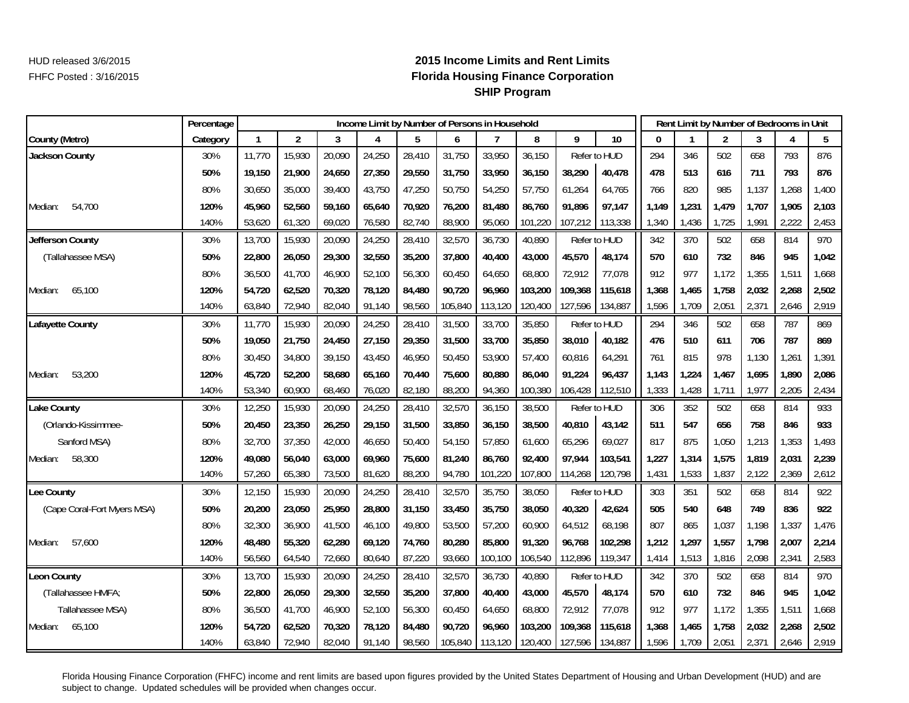HUD released 3/6/2015

FHFC Posted : 3/16/2015

# 2015 Income Limits and Rent Limits
## Florida Housing Finance Corporation
### SHIP Program

| | Percentage | Income Limit by Number of Persons in Household | | | | | | | | | | Rent Limit by Number of Bedrooms in Unit | | | | | |
|---|---|---|---|---|---|---|---|---|---|---|---|---|---|---|---|---|---|
| County (Metro) | Category | 1 | 2 | 3 | 4 | 5 | 6 | 7 | 8 | 9 | 10 | 0 | 1 | 2 | 3 | 4 | 5 |
| **Jackson County** | 30% | 11,770 | 15,930 | 20,090 | 24,250 | 28,410 | 31,750 | 33,950 | 36,150 | Refer to HUD | | 294 | 346 | 502 | 658 | 793 | 876 |
| | **50%** | **19,150** | **21,900** | **24,650** | **27,350** | **29,550** | **31,750** | **33,950** | **36,150** | **38,290** | **40,478** | **478** | **513** | **616** | **711** | **793** | **876** |
| | 80% | 30,650 | 35,000 | 39,400 | 43,750 | 47,250 | 50,750 | 54,250 | 57,750 | 61,264 | 64,765 | 766 | 820 | 985 | 1,137 | 1,268 | 1,400 |
| Median: 54,700 | **120%** | **45,960** | **52,560** | **59,160** | **65,640** | **70,920** | **76,200** | **81,480** | **86,760** | **91,896** | **97,147** | **1,149** | **1,231** | **1,479** | **1,707** | **1,905** | **2,103** |
| | 140% | 53,620 | 61,320 | 69,020 | 76,580 | 82,740 | 88,900 | 95,060 | 101,220 | 107,212 | 113,338 | 1,340 | 1,436 | 1,725 | 1,991 | 2,222 | 2,453 |
| **Jefferson County** | 30% | 13,700 | 15,930 | 20,090 | 24,250 | 28,410 | 32,570 | 36,730 | 40,890 | Refer to HUD | | 342 | 370 | 502 | 658 | 814 | 970 |
| (Tallahassee MSA) | **50%** | **22,800** | **26,050** | **29,300** | **32,550** | **35,200** | **37,800** | **40,400** | **43,000** | **45,570** | **48,174** | **570** | **610** | **732** | **846** | **945** | **1,042** |
| | 80% | 36,500 | 41,700 | 46,900 | 52,100 | 56,300 | 60,450 | 64,650 | 68,800 | 72,912 | 77,078 | 912 | 977 | 1,172 | 1,355 | 1,511 | 1,668 |
| Median: 65,100 | **120%** | **54,720** | **62,520** | **70,320** | **78,120** | **84,480** | **90,720** | **96,960** | **103,200** | **109,368** | **115,618** | **1,368** | **1,465** | **1,758** | **2,032** | **2,268** | **2,502** |
| | 140% | 63,840 | 72,940 | 82,040 | 91,140 | 98,560 | 105,840 | 113,120 | 120,400 | 127,596 | 134,887 | 1,596 | 1,709 | 2,051 | 2,371 | 2,646 | 2,919 |
| **Lafayette County** | 30% | 11,770 | 15,930 | 20,090 | 24,250 | 28,410 | 31,500 | 33,700 | 35,850 | Refer to HUD | | 294 | 346 | 502 | 658 | 787 | 869 |
| | **50%** | **19,050** | **21,750** | **24,450** | **27,150** | **29,350** | **31,500** | **33,700** | **35,850** | **38,010** | **40,182** | **476** | **510** | **611** | **706** | **787** | **869** |
| | 80% | 30,450 | 34,800 | 39,150 | 43,450 | 46,950 | 50,450 | 53,900 | 57,400 | 60,816 | 64,291 | 761 | 815 | 978 | 1,130 | 1,261 | 1,391 |
| Median: 53,200 | **120%** | **45,720** | **52,200** | **58,680** | **65,160** | **70,440** | **75,600** | **80,880** | **86,040** | **91,224** | **96,437** | **1,143** | **1,224** | **1,467** | **1,695** | **1,890** | **2,086** |
| | 140% | 53,340 | 60,900 | 68,460 | 76,020 | 82,180 | 88,200 | 94,360 | 100,380 | 106,428 | 112,510 | 1,333 | 1,428 | 1,711 | 1,977 | 2,205 | 2,434 |
| **Lake County** | 30% | 12,250 | 15,930 | 20,090 | 24,250 | 28,410 | 32,570 | 36,150 | 38,500 | Refer to HUD | | 306 | 352 | 502 | 658 | 814 | 933 |
| (Orlando-Kissimmee- | **50%** | **20,450** | **23,350** | **26,250** | **29,150** | **31,500** | **33,850** | **36,150** | **38,500** | **40,810** | **43,142** | **511** | **547** | **656** | **758** | **846** | **933** |
| Sanford MSA) | 80% | 32,700 | 37,350 | 42,000 | 46,650 | 50,400 | 54,150 | 57,850 | 61,600 | 65,296 | 69,027 | 817 | 875 | 1,050 | 1,213 | 1,353 | 1,493 |
| Median: 58,300 | **120%** | **49,080** | **56,040** | **63,000** | **69,960** | **75,600** | **81,240** | **86,760** | **92,400** | **97,944** | **103,541** | **1,227** | **1,314** | **1,575** | **1,819** | **2,031** | **2,239** |
| | 140% | 57,260 | 65,380 | 73,500 | 81,620 | 88,200 | 94,780 | 101,220 | 107,800 | 114,268 | 120,798 | 1,431 | 1,533 | 1,837 | 2,122 | 2,369 | 2,612 |
| **Lee County** | 30% | 12,150 | 15,930 | 20,090 | 24,250 | 28,410 | 32,570 | 35,750 | 38,050 | Refer to HUD | | 303 | 351 | 502 | 658 | 814 | 922 |
| (Cape Coral-Fort Myers MSA) | **50%** | **20,200** | **23,050** | **25,950** | **28,800** | **31,150** | **33,450** | **35,750** | **38,050** | **40,320** | **42,624** | **505** | **540** | **648** | **749** | **836** | **922** |
| | 80% | 32,300 | 36,900 | 41,500 | 46,100 | 49,800 | 53,500 | 57,200 | 60,900 | 64,512 | 68,198 | 807 | 865 | 1,037 | 1,198 | 1,337 | 1,476 |
| Median: 57,600 | **120%** | **48,480** | **55,320** | **62,280** | **69,120** | **74,760** | **80,280** | **85,800** | **91,320** | **96,768** | **102,298** | **1,212** | **1,297** | **1,557** | **1,798** | **2,007** | **2,214** |
| | 140% | 56,560 | 64,540 | 72,660 | 80,640 | 87,220 | 93,660 | 100,100 | 106,540 | 112,896 | 119,347 | 1,414 | 1,513 | 1,816 | 2,098 | 2,341 | 2,583 |
| **Leon County** | 30% | 13,700 | 15,930 | 20,090 | 24,250 | 28,410 | 32,570 | 36,730 | 40,890 | Refer to HUD | | 342 | 370 | 502 | 658 | 814 | 970 |
| (Tallahassee HMFA; | **50%** | **22,800** | **26,050** | **29,300** | **32,550** | **35,200** | **37,800** | **40,400** | **43,000** | **45,570** | **48,174** | **570** | **610** | **732** | **846** | **945** | **1,042** |
| Tallahassee MSA) | 80% | 36,500 | 41,700 | 46,900 | 52,100 | 56,300 | 60,450 | 64,650 | 68,800 | 72,912 | 77,078 | 912 | 977 | 1,172 | 1,355 | 1,511 | 1,668 |
| Median: 65,100 | **120%** | **54,720** | **62,520** | **70,320** | **78,120** | **84,480** | **90,720** | **96,960** | **103,200** | **109,368** | **115,618** | **1,368** | **1,465** | **1,758** | **2,032** | **2,268** | **2,502** |
| | 140% | 63,840 | 72,940 | 82,040 | 91,140 | 98,560 | 105,840 | 113,120 | 120,400 | 127,596 | 134,887 | 1,596 | 1,709 | 2,051 | 2,371 | 2,646 | 2,919 |

Florida Housing Finance Corporation (FHFC) income and rent limits are based upon figures provided by the United States Department of Housing and Urban Development (HUD) and are subject to change. Updated schedules will be provided when changes occur.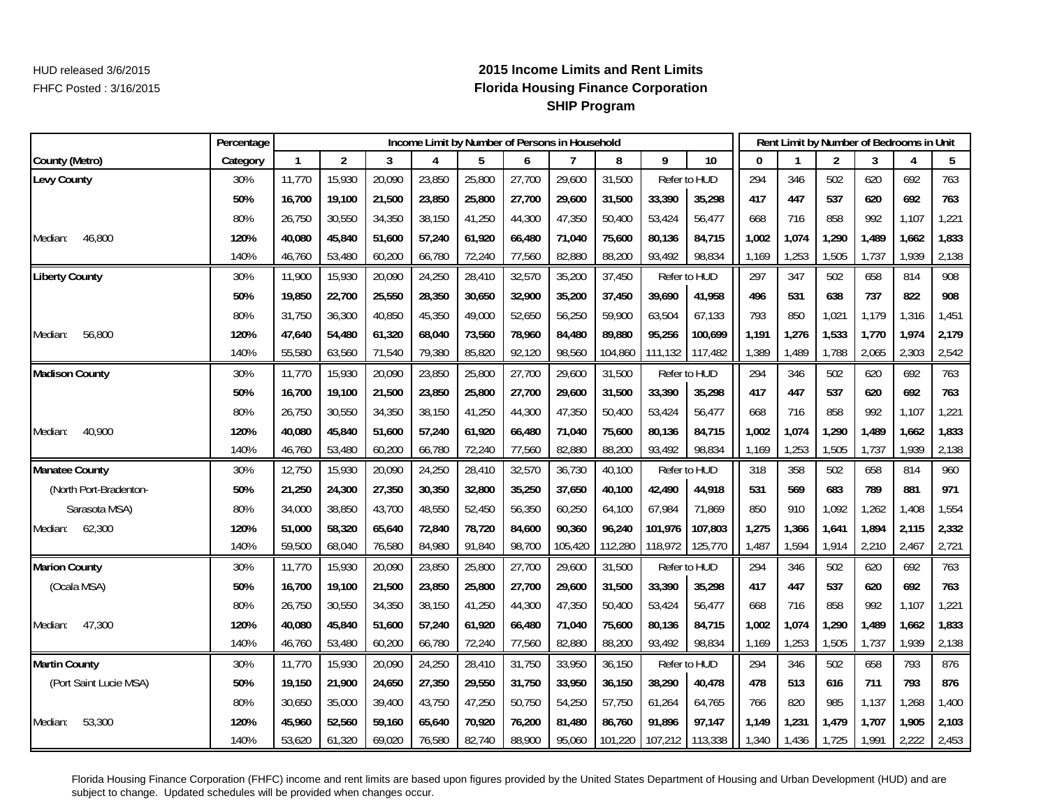HUD released 3/6/2015

FHFC Posted : 3/16/2015

# 2015 Income Limits and Rent Limits
## Florida Housing Finance Corporation
### SHIP Program

| | Percentage | Income Limit by Number of Persons in Household | | | | | | | | | | Rent Limit by Number of Bedrooms in Unit | | | | | |
|---|---|---|---|---|---|---|---|---|---|---|---|---|---|---|---|---|---|
| County (Metro) | Category | 1 | 2 | 3 | 4 | 5 | 6 | 7 | 8 | 9 | 10 | 0 | 1 | 2 | 3 | 4 | 5 |
| **Levy County** | 30% | 11,770 | 15,930 | 20,090 | 23,850 | 25,800 | 27,700 | 29,600 | 31,500 | Refer to HUD | | 294 | 346 | 502 | 620 | 692 | 763 |
| | **50%** | **16,700** | **19,100** | **21,500** | **23,850** | **25,800** | **27,700** | **29,600** | **31,500** | **33,390** | **35,298** | **417** | **447** | **537** | **620** | **692** | **763** |
| | 80% | 26,750 | 30,550 | 34,350 | 38,150 | 41,250 | 44,300 | 47,350 | 50,400 | 53,424 | 56,477 | 668 | 716 | 858 | 992 | 1,107 | 1,221 |
| Median: 46,800 | **120%** | **40,080** | **45,840** | **51,600** | **57,240** | **61,920** | **66,480** | **71,040** | **75,600** | **80,136** | **84,715** | **1,002** | **1,074** | **1,290** | **1,489** | **1,662** | **1,833** |
| | 140% | 46,760 | 53,480 | 60,200 | 66,780 | 72,240 | 77,560 | 82,880 | 88,200 | 93,492 | 98,834 | 1,169 | 1,253 | 1,505 | 1,737 | 1,939 | 2,138 |
| **Liberty County** | 30% | 11,900 | 15,930 | 20,090 | 24,250 | 28,410 | 32,570 | 35,200 | 37,450 | Refer to HUD | | 297 | 347 | 502 | 658 | 814 | 908 |
| | **50%** | **19,850** | **22,700** | **25,550** | **28,350** | **30,650** | **32,900** | **35,200** | **37,450** | **39,690** | **41,958** | **496** | **531** | **638** | **737** | **822** | **908** |
| | 80% | 31,750 | 36,300 | 40,850 | 45,350 | 49,000 | 52,650 | 56,250 | 59,900 | 63,504 | 67,133 | 793 | 850 | 1,021 | 1,179 | 1,316 | 1,451 |
| Median: 56,800 | **120%** | **47,640** | **54,480** | **61,320** | **68,040** | **73,560** | **78,960** | **84,480** | **89,880** | **95,256** | **100,699** | **1,191** | **1,276** | **1,533** | **1,770** | **1,974** | **2,179** |
| | 140% | 55,580 | 63,560 | 71,540 | 79,380 | 85,820 | 92,120 | 98,560 | 104,860 | 111,132 | 117,482 | 1,389 | 1,489 | 1,788 | 2,065 | 2,303 | 2,542 |
| **Madison County** | 30% | 11,770 | 15,930 | 20,090 | 23,850 | 25,800 | 27,700 | 29,600 | 31,500 | Refer to HUD | | 294 | 346 | 502 | 620 | 692 | 763 |
| | **50%** | **16,700** | **19,100** | **21,500** | **23,850** | **25,800** | **27,700** | **29,600** | **31,500** | **33,390** | **35,298** | **417** | **447** | **537** | **620** | **692** | **763** |
| | 80% | 26,750 | 30,550 | 34,350 | 38,150 | 41,250 | 44,300 | 47,350 | 50,400 | 53,424 | 56,477 | 668 | 716 | 858 | 992 | 1,107 | 1,221 |
| Median: 40,900 | **120%** | **40,080** | **45,840** | **51,600** | **57,240** | **61,920** | **66,480** | **71,040** | **75,600** | **80,136** | **84,715** | **1,002** | **1,074** | **1,290** | **1,489** | **1,662** | **1,833** |
| | 140% | 46,760 | 53,480 | 60,200 | 66,780 | 72,240 | 77,560 | 82,880 | 88,200 | 93,492 | 98,834 | 1,169 | 1,253 | 1,505 | 1,737 | 1,939 | 2,138 |
| **Manatee County** | 30% | 12,750 | 15,930 | 20,090 | 24,250 | 28,410 | 32,570 | 36,730 | 40,100 | Refer to HUD | | 318 | 358 | 502 | 658 | 814 | 960 |
| (North Port-Bradenton- | **50%** | **21,250** | **24,300** | **27,350** | **30,350** | **32,800** | **35,250** | **37,650** | **40,100** | **42,490** | **44,918** | **531** | **569** | **683** | **789** | **881** | **971** |
| Sarasota MSA) | 80% | 34,000 | 38,850 | 43,700 | 48,550 | 52,450 | 56,350 | 60,250 | 64,100 | 67,984 | 71,869 | 850 | 910 | 1,092 | 1,262 | 1,408 | 1,554 |
| Median: 62,300 | **120%** | **51,000** | **58,320** | **65,640** | **72,840** | **78,720** | **84,600** | **90,360** | **96,240** | **101,976** | **107,803** | **1,275** | **1,366** | **1,641** | **1,894** | **2,115** | **2,332** |
| | 140% | 59,500 | 68,040 | 76,580 | 84,980 | 91,840 | 98,700 | 105,420 | 112,280 | 118,972 | 125,770 | 1,487 | 1,594 | 1,914 | 2,210 | 2,467 | 2,721 |
| **Marion County** | 30% | 11,770 | 15,930 | 20,090 | 23,850 | 25,800 | 27,700 | 29,600 | 31,500 | Refer to HUD | | 294 | 346 | 502 | 620 | 692 | 763 |
| (Ocala MSA) | **50%** | **16,700** | **19,100** | **21,500** | **23,850** | **25,800** | **27,700** | **29,600** | **31,500** | **33,390** | **35,298** | **417** | **447** | **537** | **620** | **692** | **763** |
| | 80% | 26,750 | 30,550 | 34,350 | 38,150 | 41,250 | 44,300 | 47,350 | 50,400 | 53,424 | 56,477 | 668 | 716 | 858 | 992 | 1,107 | 1,221 |
| Median: 47,300 | **120%** | **40,080** | **45,840** | **51,600** | **57,240** | **61,920** | **66,480** | **71,040** | **75,600** | **80,136** | **84,715** | **1,002** | **1,074** | **1,290** | **1,489** | **1,662** | **1,833** |
| | 140% | 46,760 | 53,480 | 60,200 | 66,780 | 72,240 | 77,560 | 82,880 | 88,200 | 93,492 | 98,834 | 1,169 | 1,253 | 1,505 | 1,737 | 1,939 | 2,138 |
| **Martin County** | 30% | 11,770 | 15,930 | 20,090 | 24,250 | 28,410 | 31,750 | 33,950 | 36,150 | Refer to HUD | | 294 | 346 | 502 | 658 | 793 | 876 |
| (Port Saint Lucie MSA) | **50%** | **19,150** | **21,900** | **24,650** | **27,350** | **29,550** | **31,750** | **33,950** | **36,150** | **38,290** | **40,478** | **478** | **513** | **616** | **711** | **793** | **876** |
| | 80% | 30,650 | 35,000 | 39,400 | 43,750 | 47,250 | 50,750 | 54,250 | 57,750 | 61,264 | 64,765 | 766 | 820 | 985 | 1,137 | 1,268 | 1,400 |
| Median: 53,300 | **120%** | **45,960** | **52,560** | **59,160** | **65,640** | **70,920** | **76,200** | **81,480** | **86,760** | **91,896** | **97,147** | **1,149** | **1,231** | **1,479** | **1,707** | **1,905** | **2,103** |
| | 140% | 53,620 | 61,320 | 69,020 | 76,580 | 82,740 | 88,900 | 95,060 | 101,220 | 107,212 | 113,338 | 1,340 | 1,436 | 1,725 | 1,991 | 2,222 | 2,453 |

Florida Housing Finance Corporation (FHFC) income and rent limits are based upon figures provided by the United States Department of Housing and Urban Development (HUD) and are subject to change. Updated schedules will be provided when changes occur.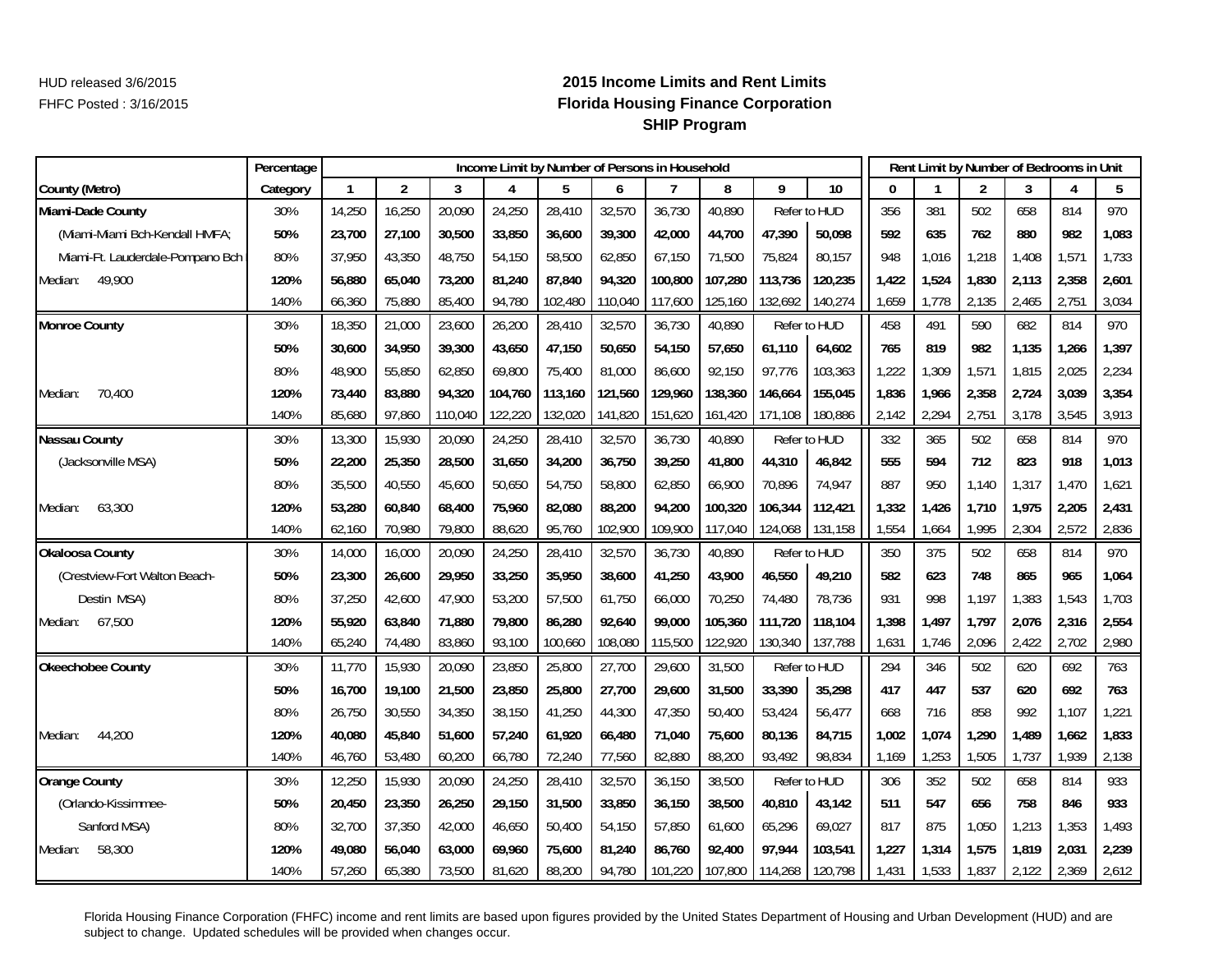HUD released 3/6/2015

FHFC Posted : 3/16/2015

# 2015 Income Limits and Rent Limits
## Florida Housing Finance Corporation
## SHIP Program

| | Percentage | Income Limit by Number of Persons in Household | | | | | | | | | | Rent Limit by Number of Bedrooms in Unit | | | | | |
|---|---|---|---|---|---|---|---|---|---|---|---|---|---|---|---|---|---|
| County (Metro) | Category | 1 | 2 | 3 | 4 | 5 | 6 | 7 | 8 | 9 | 10 | 0 | 1 | 2 | 3 | 4 | 5 |
| **Miami-Dade County** | 30% | 14,250 | 16,250 | 20,090 | 24,250 | 28,410 | 32,570 | 36,730 | 40,890 | Refer to HUD | | 356 | 381 | 502 | 658 | 814 | 970 |
| (Miami-Miami Bch-Kendall HMFA; | **50%** | **23,700** | **27,100** | **30,500** | **33,850** | **36,600** | **39,300** | **42,000** | **44,700** | **47,390** | **50,098** | **592** | **635** | **762** | **880** | **982** | **1,083** |
| Miami-Ft. Lauderdale-Pompano Bch | 80% | 37,950 | 43,350 | 48,750 | 54,150 | 58,500 | 62,850 | 67,150 | 71,500 | 75,824 | 80,157 | 948 | 1,016 | 1,218 | 1,408 | 1,571 | 1,733 |
| Median: 49,900 | **120%** | **56,880** | **65,040** | **73,200** | **81,240** | **87,840** | **94,320** | **100,800** | **107,280** | **113,736** | **120,235** | **1,422** | **1,524** | **1,830** | **2,113** | **2,358** | **2,601** |
| | 140% | 66,360 | 75,880 | 85,400 | 94,780 | 102,480 | 110,040 | 117,600 | 125,160 | 132,692 | 140,274 | 1,659 | 1,778 | 2,135 | 2,465 | 2,751 | 3,034 |
| **Monroe County** | 30% | 18,350 | 21,000 | 23,600 | 26,200 | 28,410 | 32,570 | 36,730 | 40,890 | Refer to HUD | | 458 | 491 | 590 | 682 | 814 | 970 |
| | **50%** | **30,600** | **34,950** | **39,300** | **43,650** | **47,150** | **50,650** | **54,150** | **57,650** | **61,110** | **64,602** | **765** | **819** | **982** | **1,135** | **1,266** | **1,397** |
| | 80% | 48,900 | 55,850 | 62,850 | 69,800 | 75,400 | 81,000 | 86,600 | 92,150 | 97,776 | 103,363 | 1,222 | 1,309 | 1,571 | 1,815 | 2,025 | 2,234 |
| Median: 70,400 | **120%** | **73,440** | **83,880** | **94,320** | **104,760** | **113,160** | **121,560** | **129,960** | **138,360** | **146,664** | **155,045** | **1,836** | **1,966** | **2,358** | **2,724** | **3,039** | **3,354** |
| | 140% | 85,680 | 97,860 | 110,040 | 122,220 | 132,020 | 141,820 | 151,620 | 161,420 | 171,108 | 180,886 | 2,142 | 2,294 | 2,751 | 3,178 | 3,545 | 3,913 |
| **Nassau County** | 30% | 13,300 | 15,930 | 20,090 | 24,250 | 28,410 | 32,570 | 36,730 | 40,890 | Refer to HUD | | 332 | 365 | 502 | 658 | 814 | 970 |
| (Jacksonville MSA) | **50%** | **22,200** | **25,350** | **28,500** | **31,650** | **34,200** | **36,750** | **39,250** | **41,800** | **44,310** | **46,842** | **555** | **594** | **712** | **823** | **918** | **1,013** |
| | 80% | 35,500 | 40,550 | 45,600 | 50,650 | 54,750 | 58,800 | 62,850 | 66,900 | 70,896 | 74,947 | 887 | 950 | 1,140 | 1,317 | 1,470 | 1,621 |
| Median: 63,300 | **120%** | **53,280** | **60,840** | **68,400** | **75,960** | **82,080** | **88,200** | **94,200** | **100,320** | **106,344** | **112,421** | **1,332** | **1,426** | **1,710** | **1,975** | **2,205** | **2,431** |
| | 140% | 62,160 | 70,980 | 79,800 | 88,620 | 95,760 | 102,900 | 109,900 | 117,040 | 124,068 | 131,158 | 1,554 | 1,664 | 1,995 | 2,304 | 2,572 | 2,836 |
| **Okaloosa County** | 30% | 14,000 | 16,000 | 20,090 | 24,250 | 28,410 | 32,570 | 36,730 | 40,890 | Refer to HUD | | 350 | 375 | 502 | 658 | 814 | 970 |
| (Crestview-Fort Walton Beach- | **50%** | **23,300** | **26,600** | **29,950** | **33,250** | **35,950** | **38,600** | **41,250** | **43,900** | **46,550** | **49,210** | **582** | **623** | **748** | **865** | **965** | **1,064** |
| Destin MSA) | 80% | 37,250 | 42,600 | 47,900 | 53,200 | 57,500 | 61,750 | 66,000 | 70,250 | 74,480 | 78,736 | 931 | 998 | 1,197 | 1,383 | 1,543 | 1,703 |
| Median: 67,500 | **120%** | **55,920** | **63,840** | **71,880** | **79,800** | **86,280** | **92,640** | **99,000** | **105,360** | **111,720** | **118,104** | **1,398** | **1,497** | **1,797** | **2,076** | **2,316** | **2,554** |
| | 140% | 65,240 | 74,480 | 83,860 | 93,100 | 100,660 | 108,080 | 115,500 | 122,920 | 130,340 | 137,788 | 1,631 | 1,746 | 2,096 | 2,422 | 2,702 | 2,980 |
| **Okeechobee County** | 30% | 11,770 | 15,930 | 20,090 | 23,850 | 25,800 | 27,700 | 29,600 | 31,500 | Refer to HUD | | 294 | 346 | 502 | 620 | 692 | 763 |
| | **50%** | **16,700** | **19,100** | **21,500** | **23,850** | **25,800** | **27,700** | **29,600** | **31,500** | **33,390** | **35,298** | **417** | **447** | **537** | **620** | **692** | **763** |
| | 80% | 26,750 | 30,550 | 34,350 | 38,150 | 41,250 | 44,300 | 47,350 | 50,400 | 53,424 | 56,477 | 668 | 716 | 858 | 992 | 1,107 | 1,221 |
| Median: 44,200 | **120%** | **40,080** | **45,840** | **51,600** | **57,240** | **61,920** | **66,480** | **71,040** | **75,600** | **80,136** | **84,715** | **1,002** | **1,074** | **1,290** | **1,489** | **1,662** | **1,833** |
| | 140% | 46,760 | 53,480 | 60,200 | 66,780 | 72,240 | 77,560 | 82,880 | 88,200 | 93,492 | 98,834 | 1,169 | 1,253 | 1,505 | 1,737 | 1,939 | 2,138 |
| **Orange County** | 30% | 12,250 | 15,930 | 20,090 | 24,250 | 28,410 | 32,570 | 36,150 | 38,500 | Refer to HUD | | 306 | 352 | 502 | 658 | 814 | 933 |
| (Orlando-Kissimmee- | **50%** | **20,450** | **23,350** | **26,250** | **29,150** | **31,500** | **33,850** | **36,150** | **38,500** | **40,810** | **43,142** | **511** | **547** | **656** | **758** | **846** | **933** |
| Sanford MSA) | 80% | 32,700 | 37,350 | 42,000 | 46,650 | 50,400 | 54,150 | 57,850 | 61,600 | 65,296 | 69,027 | 817 | 875 | 1,050 | 1,213 | 1,353 | 1,493 |
| Median: 58,300 | **120%** | **49,080** | **56,040** | **63,000** | **69,960** | **75,600** | **81,240** | **86,760** | **92,400** | **97,944** | **103,541** | **1,227** | **1,314** | **1,575** | **1,819** | **2,031** | **2,239** |
| | 140% | 57,260 | 65,380 | 73,500 | 81,620 | 88,200 | 94,780 | 101,220 | 107,800 | 114,268 | 120,798 | 1,431 | 1,533 | 1,837 | 2,122 | 2,369 | 2,612 |

Florida Housing Finance Corporation (FHFC) income and rent limits are based upon figures provided by the United States Department of Housing and Urban Development (HUD) and are subject to change. Updated schedules will be provided when changes occur.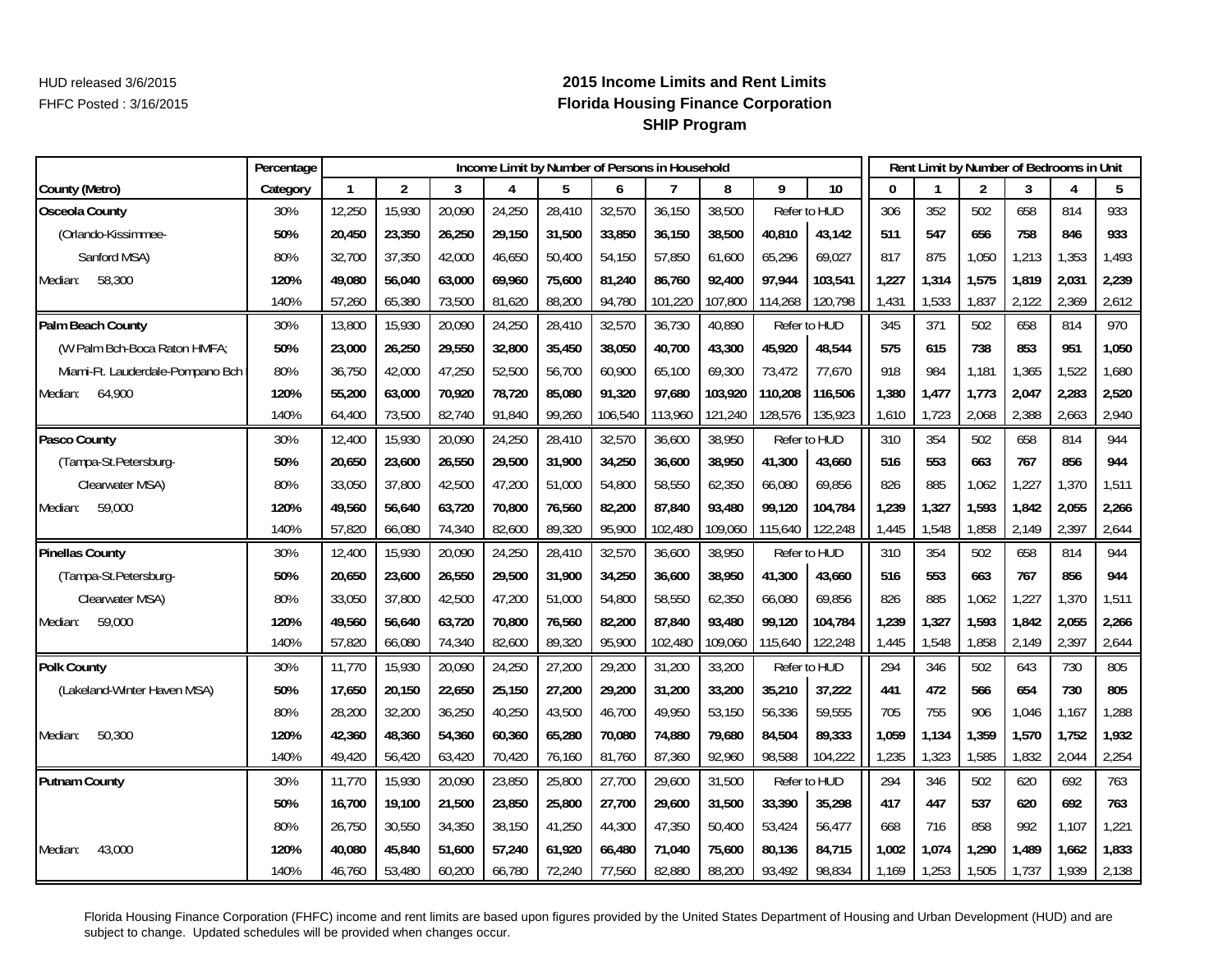HUD released 3/6/2015

FHFC Posted : 3/16/2015

## 2015 Income Limits and Rent Limits
## Florida Housing Finance Corporation
## SHIP Program

| | Percentage | Income Limit by Number of Persons in Household | | | | | | | | | | Rent Limit by Number of Bedrooms in Unit | | | | | |
|---|---|---|---|---|---|---|---|---|---|---|---|---|---|---|---|---|---|
| **County (Metro)** | **Category** | **1** | **2** | **3** | **4** | **5** | **6** | **7** | **8** | **9** | **10** | **0** | **1** | **2** | **3** | **4** | **5** |
| **Osceola County** | 30% | 12,250 | 15,930 | 20,090 | 24,250 | 28,410 | 32,570 | 36,150 | 38,500 | Refer to HUD | | 306 | 352 | 502 | 658 | 814 | 933 |
| (Orlando-Kissimmee- | **50%** | **20,450** | **23,350** | **26,250** | **29,150** | **31,500** | **33,850** | **36,150** | **38,500** | **40,810** | **43,142** | **511** | **547** | **656** | **758** | **846** | **933** |
| Sanford MSA) | 80% | 32,700 | 37,350 | 42,000 | 46,650 | 50,400 | 54,150 | 57,850 | 61,600 | 65,296 | 69,027 | 817 | 875 | 1,050 | 1,213 | 1,353 | 1,493 |
| Median: 58,300 | **120%** | **49,080** | **56,040** | **63,000** | **69,960** | **75,600** | **81,240** | **86,760** | **92,400** | **97,944** | **103,541** | **1,227** | **1,314** | **1,575** | **1,819** | **2,031** | **2,239** |
| | 140% | 57,260 | 65,380 | 73,500 | 81,620 | 88,200 | 94,780 | 101,220 | 107,800 | 114,268 | 120,798 | 1,431 | 1,533 | 1,837 | 2,122 | 2,369 | 2,612 |
| **Palm Beach County** | 30% | 13,800 | 15,930 | 20,090 | 24,250 | 28,410 | 32,570 | 36,730 | 40,890 | Refer to HUD | | 345 | 371 | 502 | 658 | 814 | 970 |
| (W Palm Bch-Boca Raton HMFA; | **50%** | **23,000** | **26,250** | **29,550** | **32,800** | **35,450** | **38,050** | **40,700** | **43,300** | **45,920** | **48,544** | **575** | **615** | **738** | **853** | **951** | **1,050** |
| Miami-Ft. Lauderdale-Pompano Bch | 80% | 36,750 | 42,000 | 47,250 | 52,500 | 56,700 | 60,900 | 65,100 | 69,300 | 73,472 | 77,670 | 918 | 984 | 1,181 | 1,365 | 1,522 | 1,680 |
| Median: 64,900 | **120%** | **55,200** | **63,000** | **70,920** | **78,720** | **85,080** | **91,320** | **97,680** | **103,920** | **110,208** | **116,506** | **1,380** | **1,477** | **1,773** | **2,047** | **2,283** | **2,520** |
| | 140% | 64,400 | 73,500 | 82,740 | 91,840 | 99,260 | 106,540 | 113,960 | 121,240 | 128,576 | 135,923 | 1,610 | 1,723 | 2,068 | 2,388 | 2,663 | 2,940 |
| **Pasco County** | 30% | 12,400 | 15,930 | 20,090 | 24,250 | 28,410 | 32,570 | 36,600 | 38,950 | Refer to HUD | | 310 | 354 | 502 | 658 | 814 | 944 |
| (Tampa-St.Petersburg- | **50%** | **20,650** | **23,600** | **26,550** | **29,500** | **31,900** | **34,250** | **36,600** | **38,950** | **41,300** | **43,660** | **516** | **553** | **663** | **767** | **856** | **944** |
| Clearwater MSA) | 80% | 33,050 | 37,800 | 42,500 | 47,200 | 51,000 | 54,800 | 58,550 | 62,350 | 66,080 | 69,856 | 826 | 885 | 1,062 | 1,227 | 1,370 | 1,511 |
| Median: 59,000 | **120%** | **49,560** | **56,640** | **63,720** | **70,800** | **76,560** | **82,200** | **87,840** | **93,480** | **99,120** | **104,784** | **1,239** | **1,327** | **1,593** | **1,842** | **2,055** | **2,266** |
| | 140% | 57,820 | 66,080 | 74,340 | 82,600 | 89,320 | 95,900 | 102,480 | 109,060 | 115,640 | 122,248 | 1,445 | 1,548 | 1,858 | 2,149 | 2,397 | 2,644 |
| **Pinellas County** | 30% | 12,400 | 15,930 | 20,090 | 24,250 | 28,410 | 32,570 | 36,600 | 38,950 | Refer to HUD | | 310 | 354 | 502 | 658 | 814 | 944 |
| (Tampa-St.Petersburg- | **50%** | **20,650** | **23,600** | **26,550** | **29,500** | **31,900** | **34,250** | **36,600** | **38,950** | **41,300** | **43,660** | **516** | **553** | **663** | **767** | **856** | **944** |
| Clearwater MSA) | 80% | 33,050 | 37,800 | 42,500 | 47,200 | 51,000 | 54,800 | 58,550 | 62,350 | 66,080 | 69,856 | 826 | 885 | 1,062 | 1,227 | 1,370 | 1,511 |
| Median: 59,000 | **120%** | **49,560** | **56,640** | **63,720** | **70,800** | **76,560** | **82,200** | **87,840** | **93,480** | **99,120** | **104,784** | **1,239** | **1,327** | **1,593** | **1,842** | **2,055** | **2,266** |
| | 140% | 57,820 | 66,080 | 74,340 | 82,600 | 89,320 | 95,900 | 102,480 | 109,060 | 115,640 | 122,248 | 1,445 | 1,548 | 1,858 | 2,149 | 2,397 | 2,644 |
| **Polk County** | 30% | 11,770 | 15,930 | 20,090 | 24,250 | 27,200 | 29,200 | 31,200 | 33,200 | Refer to HUD | | 294 | 346 | 502 | 643 | 730 | 805 |
| (Lakeland-Winter Haven MSA) | **50%** | **17,650** | **20,150** | **22,650** | **25,150** | **27,200** | **29,200** | **31,200** | **33,200** | **35,210** | **37,222** | **441** | **472** | **566** | **654** | **730** | **805** |
| | 80% | 28,200 | 32,200 | 36,250 | 40,250 | 43,500 | 46,700 | 49,950 | 53,150 | 56,336 | 59,555 | 705 | 755 | 906 | 1,046 | 1,167 | 1,288 |
| Median: 50,300 | **120%** | **42,360** | **48,360** | **54,360** | **60,360** | **65,280** | **70,080** | **74,880** | **79,680** | **84,504** | **89,333** | **1,059** | **1,134** | **1,359** | **1,570** | **1,752** | **1,932** |
| | 140% | 49,420 | 56,420 | 63,420 | 70,420 | 76,160 | 81,760 | 87,360 | 92,960 | 98,588 | 104,222 | 1,235 | 1,323 | 1,585 | 1,832 | 2,044 | 2,254 |
| **Putnam County** | 30% | 11,770 | 15,930 | 20,090 | 23,850 | 25,800 | 27,700 | 29,600 | 31,500 | Refer to HUD | | 294 | 346 | 502 | 620 | 692 | 763 |
| | **50%** | **16,700** | **19,100** | **21,500** | **23,850** | **25,800** | **27,700** | **29,600** | **31,500** | **33,390** | **35,298** | **417** | **447** | **537** | **620** | **692** | **763** |
| | 80% | 26,750 | 30,550 | 34,350 | 38,150 | 41,250 | 44,300 | 47,350 | 50,400 | 53,424 | 56,477 | 668 | 716 | 858 | 992 | 1,107 | 1,221 |
| Median: 43,000 | **120%** | **40,080** | **45,840** | **51,600** | **57,240** | **61,920** | **66,480** | **71,040** | **75,600** | **80,136** | **84,715** | **1,002** | **1,074** | **1,290** | **1,489** | **1,662** | **1,833** |
| | 140% | 46,760 | 53,480 | 60,200 | 66,780 | 72,240 | 77,560 | 82,880 | 88,200 | 93,492 | 98,834 | 1,169 | 1,253 | 1,505 | 1,737 | 1,939 | 2,138 |

Florida Housing Finance Corporation (FHFC) income and rent limits are based upon figures provided by the United States Department of Housing and Urban Development (HUD) and are subject to change. Updated schedules will be provided when changes occur.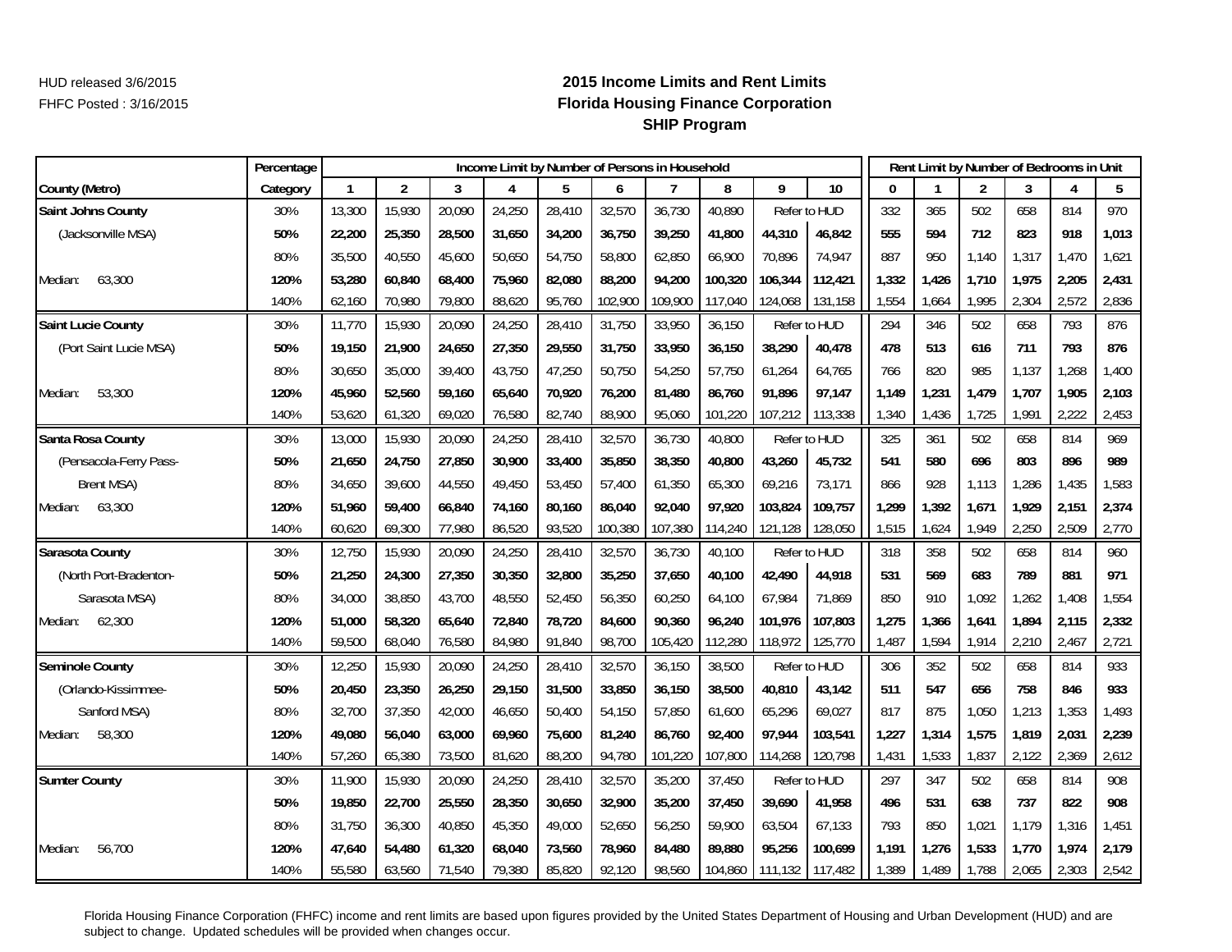HUD released 3/6/2015

FHFC Posted : 3/16/2015

# 2015 Income Limits and Rent Limits
## Florida Housing Finance Corporation
## SHIP Program

| | Percentage | Income Limit by Number of Persons in Household | | | | | | | | | | Rent Limit by Number of Bedrooms in Unit | | | | | |
|---|---|---|---|---|---|---|---|---|---|---|---|---|---|---|---|---|---|
| **County (Metro)** | **Category** | **1** | **2** | **3** | **4** | **5** | **6** | **7** | **8** | **9** | **10** | **0** | **1** | **2** | **3** | **4** | **5** |
| **Saint Johns County** | 30% | 13,300 | 15,930 | 20,090 | 24,250 | 28,410 | 32,570 | 36,730 | 40,890 | Refer to HUD | | 332 | 365 | 502 | 658 | 814 | 970 |
| (Jacksonville MSA) | **50%** | **22,200** | **25,350** | **28,500** | **31,650** | **34,200** | **36,750** | **39,250** | **41,800** | **44,310** | **46,842** | **555** | **594** | **712** | **823** | **918** | **1,013** |
| | 80% | 35,500 | 40,550 | 45,600 | 50,650 | 54,750 | 58,800 | 62,850 | 66,900 | 70,896 | 74,947 | 887 | 950 | 1,140 | 1,317 | 1,470 | 1,621 |
| Median: 63,300 | **120%** | **53,280** | **60,840** | **68,400** | **75,960** | **82,080** | **88,200** | **94,200** | **100,320** | **106,344** | **112,421** | **1,332** | **1,426** | **1,710** | **1,975** | **2,205** | **2,431** |
| | 140% | 62,160 | 70,980 | 79,800 | 88,620 | 95,760 | 102,900 | 109,900 | 117,040 | 124,068 | 131,158 | 1,554 | 1,664 | 1,995 | 2,304 | 2,572 | 2,836 |
| **Saint Lucie County** | 30% | 11,770 | 15,930 | 20,090 | 24,250 | 28,410 | 31,750 | 33,950 | 36,150 | Refer to HUD | | 294 | 346 | 502 | 658 | 793 | 876 |
| (Port Saint Lucie MSA) | **50%** | **19,150** | **21,900** | **24,650** | **27,350** | **29,550** | **31,750** | **33,950** | **36,150** | **38,290** | **40,478** | **478** | **513** | **616** | **711** | **793** | **876** |
| | 80% | 30,650 | 35,000 | 39,400 | 43,750 | 47,250 | 50,750 | 54,250 | 57,750 | 61,264 | 64,765 | 766 | 820 | 985 | 1,137 | 1,268 | 1,400 |
| Median: 53,300 | **120%** | **45,960** | **52,560** | **59,160** | **65,640** | **70,920** | **76,200** | **81,480** | **86,760** | **91,896** | **97,147** | **1,149** | **1,231** | **1,479** | **1,707** | **1,905** | **2,103** |
| | 140% | 53,620 | 61,320 | 69,020 | 76,580 | 82,740 | 88,900 | 95,060 | 101,220 | 107,212 | 113,338 | 1,340 | 1,436 | 1,725 | 1,991 | 2,222 | 2,453 |
| **Santa Rosa County** | 30% | 13,000 | 15,930 | 20,090 | 24,250 | 28,410 | 32,570 | 36,730 | 40,800 | Refer to HUD | | 325 | 361 | 502 | 658 | 814 | 969 |
| (Pensacola-Ferry Pass- | **50%** | **21,650** | **24,750** | **27,850** | **30,900** | **33,400** | **35,850** | **38,350** | **40,800** | **43,260** | **45,732** | **541** | **580** | **696** | **803** | **896** | **989** |
| Brent MSA) | 80% | 34,650 | 39,600 | 44,550 | 49,450 | 53,450 | 57,400 | 61,350 | 65,300 | 69,216 | 73,171 | 866 | 928 | 1,113 | 1,286 | 1,435 | 1,583 |
| Median: 63,300 | **120%** | **51,960** | **59,400** | **66,840** | **74,160** | **80,160** | **86,040** | **92,040** | **97,920** | **103,824** | **109,757** | **1,299** | **1,392** | **1,671** | **1,929** | **2,151** | **2,374** |
| | 140% | 60,620 | 69,300 | 77,980 | 86,520 | 93,520 | 100,380 | 107,380 | 114,240 | 121,128 | 128,050 | 1,515 | 1,624 | 1,949 | 2,250 | 2,509 | 2,770 |
| **Sarasota County** | 30% | 12,750 | 15,930 | 20,090 | 24,250 | 28,410 | 32,570 | 36,730 | 40,100 | Refer to HUD | | 318 | 358 | 502 | 658 | 814 | 960 |
| (North Port-Bradenton- | **50%** | **21,250** | **24,300** | **27,350** | **30,350** | **32,800** | **35,250** | **37,650** | **40,100** | **42,490** | **44,918** | **531** | **569** | **683** | **789** | **881** | **971** |
| Sarasota MSA) | 80% | 34,000 | 38,850 | 43,700 | 48,550 | 52,450 | 56,350 | 60,250 | 64,100 | 67,984 | 71,869 | 850 | 910 | 1,092 | 1,262 | 1,408 | 1,554 |
| Median: 62,300 | **120%** | **51,000** | **58,320** | **65,640** | **72,840** | **78,720** | **84,600** | **90,360** | **96,240** | **101,976** | **107,803** | **1,275** | **1,366** | **1,641** | **1,894** | **2,115** | **2,332** |
| | 140% | 59,500 | 68,040 | 76,580 | 84,980 | 91,840 | 98,700 | 105,420 | 112,280 | 118,972 | 125,770 | 1,487 | 1,594 | 1,914 | 2,210 | 2,467 | 2,721 |
| **Seminole County** | 30% | 12,250 | 15,930 | 20,090 | 24,250 | 28,410 | 32,570 | 36,150 | 38,500 | Refer to HUD | | 306 | 352 | 502 | 658 | 814 | 933 |
| (Orlando-Kissimmee- | **50%** | **20,450** | **23,350** | **26,250** | **29,150** | **31,500** | **33,850** | **36,150** | **38,500** | **40,810** | **43,142** | **511** | **547** | **656** | **758** | **846** | **933** |
| Sanford MSA) | 80% | 32,700 | 37,350 | 42,000 | 46,650 | 50,400 | 54,150 | 57,850 | 61,600 | 65,296 | 69,027 | 817 | 875 | 1,050 | 1,213 | 1,353 | 1,493 |
| Median: 58,300 | **120%** | **49,080** | **56,040** | **63,000** | **69,960** | **75,600** | **81,240** | **86,760** | **92,400** | **97,944** | **103,541** | **1,227** | **1,314** | **1,575** | **1,819** | **2,031** | **2,239** |
| | 140% | 57,260 | 65,380 | 73,500 | 81,620 | 88,200 | 94,780 | 101,220 | 107,800 | 114,268 | 120,798 | 1,431 | 1,533 | 1,837 | 2,122 | 2,369 | 2,612 |
| **Sumter County** | 30% | 11,900 | 15,930 | 20,090 | 24,250 | 28,410 | 32,570 | 35,200 | 37,450 | Refer to HUD | | 297 | 347 | 502 | 658 | 814 | 908 |
| | **50%** | **19,850** | **22,700** | **25,550** | **28,350** | **30,650** | **32,900** | **35,200** | **37,450** | **39,690** | **41,958** | **496** | **531** | **638** | **737** | **822** | **908** |
| | 80% | 31,750 | 36,300 | 40,850 | 45,350 | 49,000 | 52,650 | 56,250 | 59,900 | 63,504 | 67,133 | 793 | 850 | 1,021 | 1,179 | 1,316 | 1,451 |
| Median: 56,700 | **120%** | **47,640** | **54,480** | **61,320** | **68,040** | **73,560** | **78,960** | **84,480** | **89,880** | **95,256** | **100,699** | **1,191** | **1,276** | **1,533** | **1,770** | **1,974** | **2,179** |
| | 140% | 55,580 | 63,560 | 71,540 | 79,380 | 85,820 | 92,120 | 98,560 | 104,860 | 111,132 | 117,482 | 1,389 | 1,489 | 1,788 | 2,065 | 2,303 | 2,542 |

Florida Housing Finance Corporation (FHFC) income and rent limits are based upon figures provided by the United States Department of Housing and Urban Development (HUD) and are subject to change. Updated schedules will be provided when changes occur.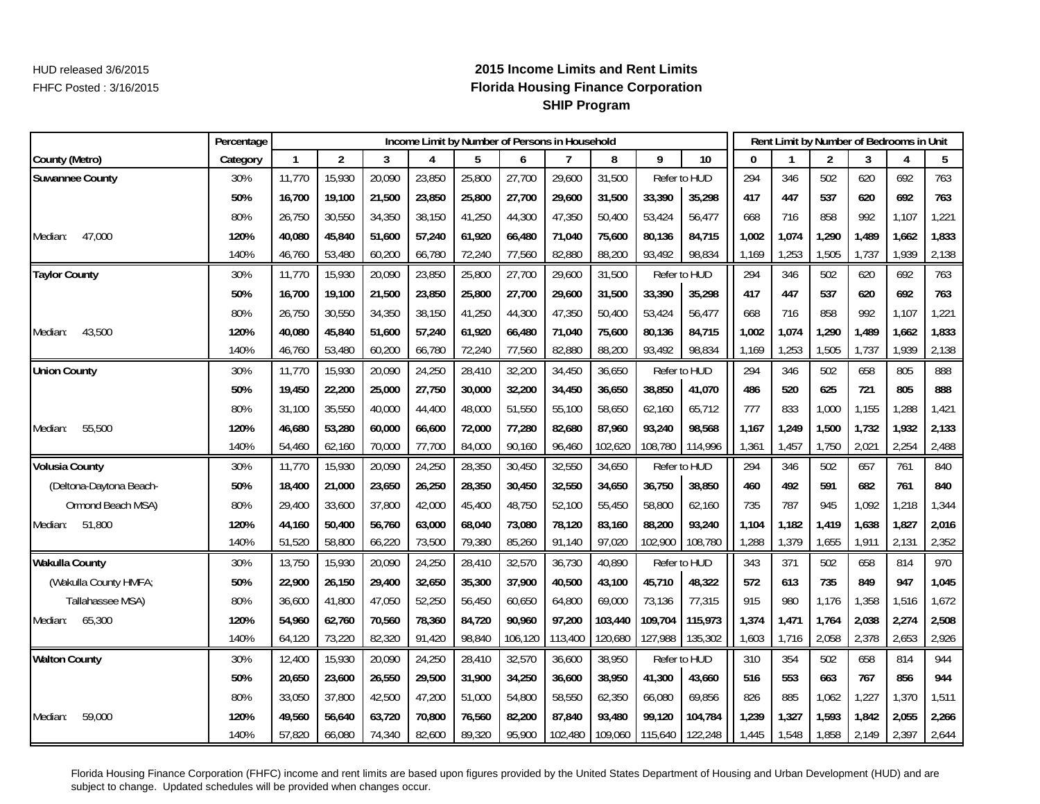HUD released 3/6/2015

FHFC Posted : 3/16/2015

# 2015 Income Limits and Rent Limits
## Florida Housing Finance Corporation
## SHIP Program

| County (Metro) | Percentage Category | Income Limit by Number of Persons in Household: 1 | 2 | 3 | 4 | 5 | 6 | 7 | 8 | 9 | 10 | Rent Limit by Number of Bedrooms in Unit: 0 | 1 | 2 | 3 | 4 | 5 |
|---|---|---|---|---|---|---|---|---|---|---|---|---|---|---|---|---|---|
| **Suwannee County** | 30% | 11,770 | 15,930 | 20,090 | 23,850 | 25,800 | 27,700 | 29,600 | 31,500 | Refer to HUD | | 294 | 346 | 502 | 620 | 692 | 763 |
| | **50%** | **16,700** | **19,100** | **21,500** | **23,850** | **25,800** | **27,700** | **29,600** | **31,500** | **33,390** | **35,298** | **417** | **447** | **537** | **620** | **692** | **763** |
| | 80% | 26,750 | 30,550 | 34,350 | 38,150 | 41,250 | 44,300 | 47,350 | 50,400 | 53,424 | 56,477 | 668 | 716 | 858 | 992 | 1,107 | 1,221 |
| Median: 47,000 | **120%** | **40,080** | **45,840** | **51,600** | **57,240** | **61,920** | **66,480** | **71,040** | **75,600** | **80,136** | **84,715** | **1,002** | **1,074** | **1,290** | **1,489** | **1,662** | **1,833** |
| | 140% | 46,760 | 53,480 | 60,200 | 66,780 | 72,240 | 77,560 | 82,880 | 88,200 | 93,492 | 98,834 | 1,169 | 1,253 | 1,505 | 1,737 | 1,939 | 2,138 |
| **Taylor County** | 30% | 11,770 | 15,930 | 20,090 | 23,850 | 25,800 | 27,700 | 29,600 | 31,500 | Refer to HUD | | 294 | 346 | 502 | 620 | 692 | 763 |
| | **50%** | **16,700** | **19,100** | **21,500** | **23,850** | **25,800** | **27,700** | **29,600** | **31,500** | **33,390** | **35,298** | **417** | **447** | **537** | **620** | **692** | **763** |
| | 80% | 26,750 | 30,550 | 34,350 | 38,150 | 41,250 | 44,300 | 47,350 | 50,400 | 53,424 | 56,477 | 668 | 716 | 858 | 992 | 1,107 | 1,221 |
| Median: 43,500 | **120%** | **40,080** | **45,840** | **51,600** | **57,240** | **61,920** | **66,480** | **71,040** | **75,600** | **80,136** | **84,715** | **1,002** | **1,074** | **1,290** | **1,489** | **1,662** | **1,833** |
| | 140% | 46,760 | 53,480 | 60,200 | 66,780 | 72,240 | 77,560 | 82,880 | 88,200 | 93,492 | 98,834 | 1,169 | 1,253 | 1,505 | 1,737 | 1,939 | 2,138 |
| **Union County** | 30% | 11,770 | 15,930 | 20,090 | 24,250 | 28,410 | 32,200 | 34,450 | 36,650 | Refer to HUD | | 294 | 346 | 502 | 658 | 805 | 888 |
| | **50%** | **19,450** | **22,200** | **25,000** | **27,750** | **30,000** | **32,200** | **34,450** | **36,650** | **38,850** | **41,070** | **486** | **520** | **625** | **721** | **805** | **888** |
| | 80% | 31,100 | 35,550 | 40,000 | 44,400 | 48,000 | 51,550 | 55,100 | 58,650 | 62,160 | 65,712 | 777 | 833 | 1,000 | 1,155 | 1,288 | 1,421 |
| Median: 55,500 | **120%** | **46,680** | **53,280** | **60,000** | **66,600** | **72,000** | **77,280** | **82,680** | **87,960** | **93,240** | **98,568** | **1,167** | **1,249** | **1,500** | **1,732** | **1,932** | **2,133** |
| | 140% | 54,460 | 62,160 | 70,000 | 77,700 | 84,000 | 90,160 | 96,460 | 102,620 | 108,780 | 114,996 | 1,361 | 1,457 | 1,750 | 2,021 | 2,254 | 2,488 |
| **Volusia County** | 30% | 11,770 | 15,930 | 20,090 | 24,250 | 28,350 | 30,450 | 32,550 | 34,650 | Refer to HUD | | 294 | 346 | 502 | 657 | 761 | 840 |
| (Deltona-Daytona Beach- | **50%** | **18,400** | **21,000** | **23,650** | **26,250** | **28,350** | **30,450** | **32,550** | **34,650** | **36,750** | **38,850** | **460** | **492** | **591** | **682** | **761** | **840** |
| Ormond Beach MSA) | 80% | 29,400 | 33,600 | 37,800 | 42,000 | 45,400 | 48,750 | 52,100 | 55,450 | 58,800 | 62,160 | 735 | 787 | 945 | 1,092 | 1,218 | 1,344 |
| Median: 51,800 | **120%** | **44,160** | **50,400** | **56,760** | **63,000** | **68,040** | **73,080** | **78,120** | **83,160** | **88,200** | **93,240** | **1,104** | **1,182** | **1,419** | **1,638** | **1,827** | **2,016** |
| | 140% | 51,520 | 58,800 | 66,220 | 73,500 | 79,380 | 85,260 | 91,140 | 97,020 | 102,900 | 108,780 | 1,288 | 1,379 | 1,655 | 1,911 | 2,131 | 2,352 |
| **Wakulla County** | 30% | 13,750 | 15,930 | 20,090 | 24,250 | 28,410 | 32,570 | 36,730 | 40,890 | Refer to HUD | | 343 | 371 | 502 | 658 | 814 | 970 |
| (Wakulla County HMFA; | **50%** | **22,900** | **26,150** | **29,400** | **32,650** | **35,300** | **37,900** | **40,500** | **43,100** | **45,710** | **48,322** | **572** | **613** | **735** | **849** | **947** | **1,045** |
| Tallahassee MSA) | 80% | 36,600 | 41,800 | 47,050 | 52,250 | 56,450 | 60,650 | 64,800 | 69,000 | 73,136 | 77,315 | 915 | 980 | 1,176 | 1,358 | 1,516 | 1,672 |
| Median: 65,300 | **120%** | **54,960** | **62,760** | **70,560** | **78,360** | **84,720** | **90,960** | **97,200** | **103,440** | **109,704** | **115,973** | **1,374** | **1,471** | **1,764** | **2,038** | **2,274** | **2,508** |
| | 140% | 64,120 | 73,220 | 82,320 | 91,420 | 98,840 | 106,120 | 113,400 | 120,680 | 127,988 | 135,302 | 1,603 | 1,716 | 2,058 | 2,378 | 2,653 | 2,926 |
| **Walton County** | 30% | 12,400 | 15,930 | 20,090 | 24,250 | 28,410 | 32,570 | 36,600 | 38,950 | Refer to HUD | | 310 | 354 | 502 | 658 | 814 | 944 |
| | **50%** | **20,650** | **23,600** | **26,550** | **29,500** | **31,900** | **34,250** | **36,600** | **38,950** | **41,300** | **43,660** | **516** | **553** | **663** | **767** | **856** | **944** |
| | 80% | 33,050 | 37,800 | 42,500 | 47,200 | 51,000 | 54,800 | 58,550 | 62,350 | 66,080 | 69,856 | 826 | 885 | 1,062 | 1,227 | 1,370 | 1,511 |
| Median: 59,000 | **120%** | **49,560** | **56,640** | **63,720** | **70,800** | **76,560** | **82,200** | **87,840** | **93,480** | **99,120** | **104,784** | **1,239** | **1,327** | **1,593** | **1,842** | **2,055** | **2,266** |
| | 140% | 57,820 | 66,080 | 74,340 | 82,600 | 89,320 | 95,900 | 102,480 | 109,060 | 115,640 | 122,248 | 1,445 | 1,548 | 1,858 | 2,149 | 2,397 | 2,644 |

Florida Housing Finance Corporation (FHFC) income and rent limits are based upon figures provided by the United States Department of Housing and Urban Development (HUD) and are subject to change. Updated schedules will be provided when changes occur.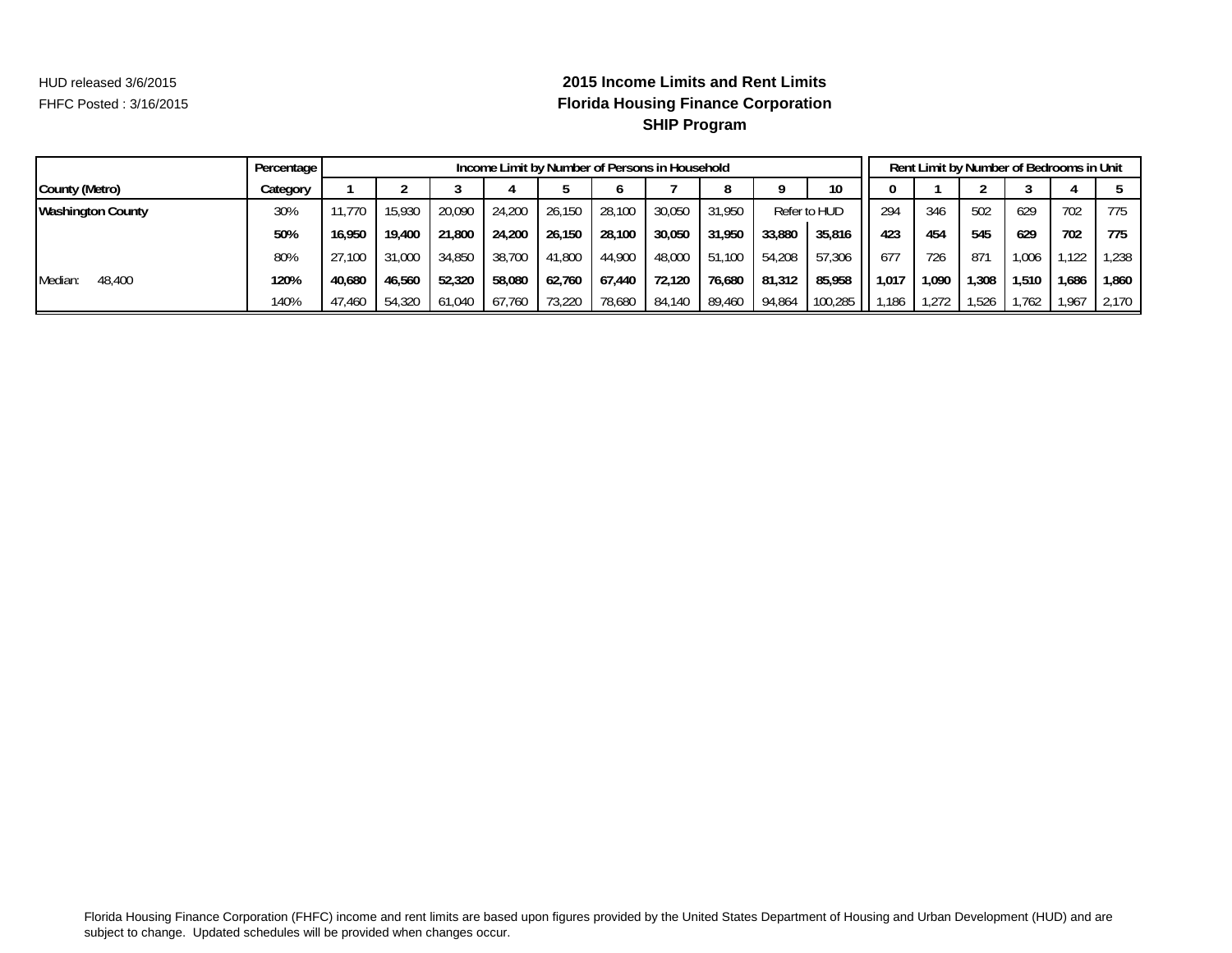HUD released 3/6/2015

FHFC Posted : 3/16/2015

## 2015 Income Limits and Rent Limits
## Florida Housing Finance Corporation
## SHIP Program

| | Percentage | Income Limit by Number of Persons in Household | | | | | | | | | | Rent Limit by Number of Bedrooms in Unit | | | | | |
|---|---|---|---|---|---|---|---|---|---|---|---|---|---|---|---|---|---|
| **County (Metro)** | **Category** | **1** | **2** | **3** | **4** | **5** | **6** | **7** | **8** | **9** | **10** | **0** | **1** | **2** | **3** | **4** | **5** |
| **Washington County** | 30% | 11,770 | 15,930 | 20,090 | 24,200 | 26,150 | 28,100 | 30,050 | 31,950 | Refer to HUD | | 294 | 346 | 502 | 629 | 702 | 775 |
| | **50%** | **16,950** | **19,400** | **21,800** | **24,200** | **26,150** | **28,100** | **30,050** | **31,950** | **33,880** | **35,816** | **423** | **454** | **545** | **629** | **702** | **775** |
| | 80% | 27,100 | 31,000 | 34,850 | 38,700 | 41,800 | 44,900 | 48,000 | 51,100 | 54,208 | 57,306 | 677 | 726 | 871 | 1,006 | 1,122 | 1,238 |
| Median: 48,400 | **120%** | **40,680** | **46,560** | **52,320** | **58,080** | **62,760** | **67,440** | **72,120** | **76,680** | **81,312** | **85,958** | **1,017** | **1,090** | **1,308** | **1,510** | **1,686** | **1,860** |
| | 140% | 47,460 | 54,320 | 61,040 | 67,760 | 73,220 | 78,680 | 84,140 | 89,460 | 94,864 | 100,285 | 1,186 | 1,272 | 1,526 | 1,762 | 1,967 | 2,170 |

Florida Housing Finance Corporation (FHFC) income and rent limits are based upon figures provided by the United States Department of Housing and Urban Development (HUD) and are subject to change. Updated schedules will be provided when changes occur.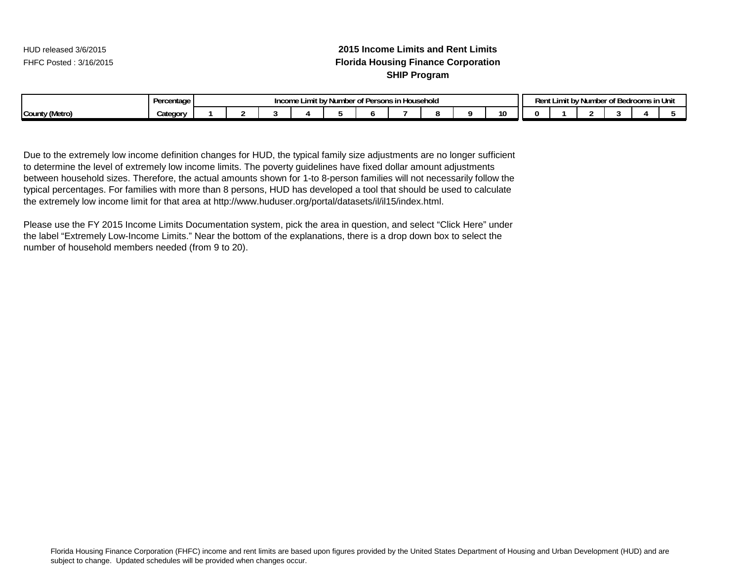HUD released 3/6/2015

FHFC Posted : 3/16/2015

**2015 Income Limits and Rent Limits**
**Florida Housing Finance Corporation**
**SHIP Program**

| | Percentage | Income Limit by Number of Persons in Household | | | | | | | | | | Rent Limit by Number of Bedrooms in Unit | | | | | |
|---|---|---|---|---|---|---|---|---|---|---|---|---|---|---|---|---|---|
| County (Metro) | Category | 1 | 2 | 3 | 4 | 5 | 6 | 7 | 8 | 9 | 10 | 0 | 1 | 2 | 3 | 4 | 5 |

Due to the extremely low income definition changes for HUD, the typical family size adjustments are no longer sufficient to determine the level of extremely low income limits. The poverty guidelines have fixed dollar amount adjustments between household sizes. Therefore, the actual amounts shown for 1-to 8-person families will not necessarily follow the typical percentages. For families with more than 8 persons, HUD has developed a tool that should be used to calculate the extremely low income limit for that area at http://www.huduser.org/portal/datasets/il/il15/index.html.

Please use the FY 2015 Income Limits Documentation system, pick the area in question, and select "Click Here" under the label "Extremely Low-Income Limits." Near the bottom of the explanations, there is a drop down box to select the number of household members needed (from 9 to 20).

Florida Housing Finance Corporation (FHFC) income and rent limits are based upon figures provided by the United States Department of Housing and Urban Development (HUD) and are subject to change. Updated schedules will be provided when changes occur.